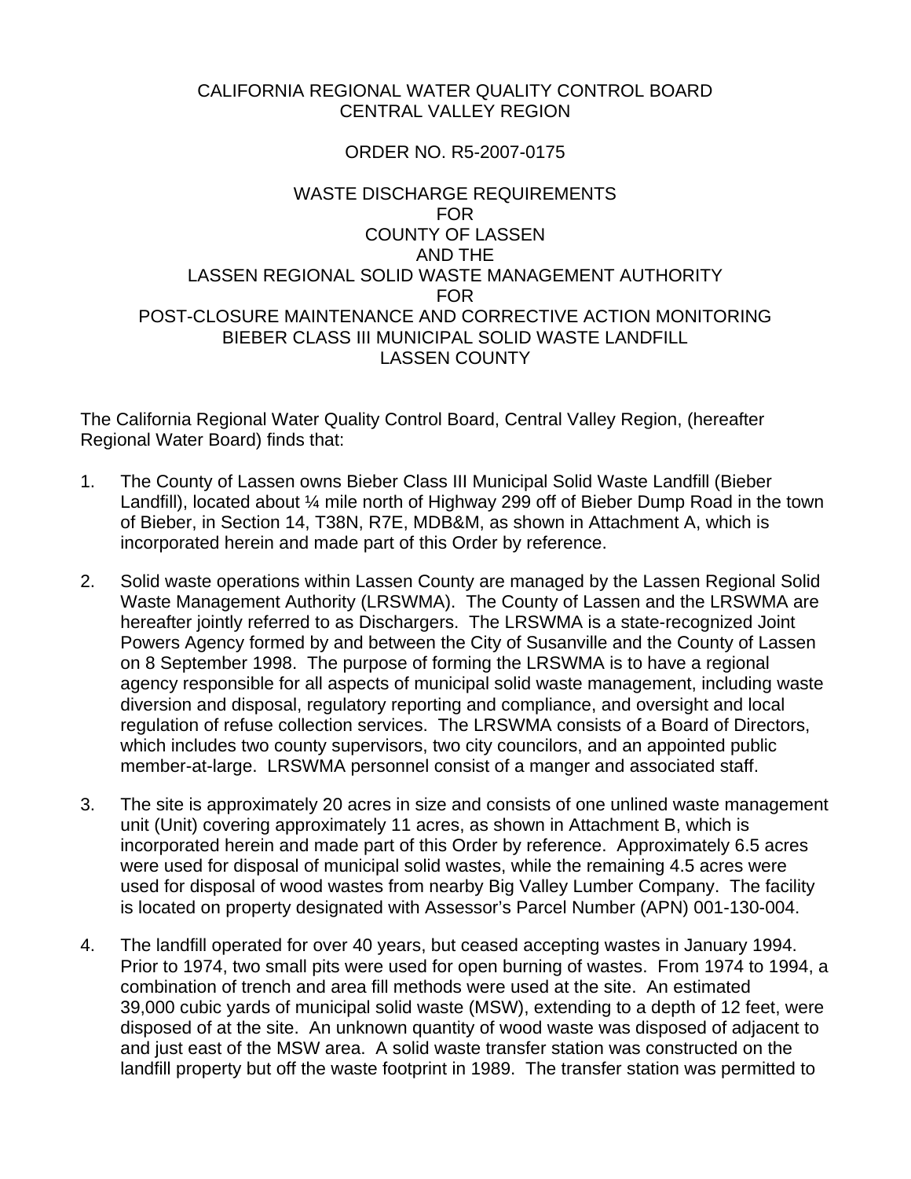CALIFORNIA REGIONAL WATER QUALITY CONTROL BOARD
CENTRAL VALLEY REGION

ORDER NO. R5-2007-0175

WASTE DISCHARGE REQUIREMENTS
FOR
COUNTY OF LASSEN
AND THE
LASSEN REGIONAL SOLID WASTE MANAGEMENT AUTHORITY
FOR
POST-CLOSURE MAINTENANCE AND CORRECTIVE ACTION MONITORING
BIEBER CLASS III MUNICIPAL SOLID WASTE LANDFILL
LASSEN COUNTY

The California Regional Water Quality Control Board, Central Valley Region, (hereafter Regional Water Board) finds that:

1. The County of Lassen owns Bieber Class III Municipal Solid Waste Landfill (Bieber Landfill), located about ¼ mile north of Highway 299 off of Bieber Dump Road in the town of Bieber, in Section 14, T38N, R7E, MDB&M, as shown in Attachment A, which is incorporated herein and made part of this Order by reference.

2. Solid waste operations within Lassen County are managed by the Lassen Regional Solid Waste Management Authority (LRSWMA). The County of Lassen and the LRSWMA are hereafter jointly referred to as Dischargers. The LRSWMA is a state-recognized Joint Powers Agency formed by and between the City of Susanville and the County of Lassen on 8 September 1998. The purpose of forming the LRSWMA is to have a regional agency responsible for all aspects of municipal solid waste management, including waste diversion and disposal, regulatory reporting and compliance, and oversight and local regulation of refuse collection services. The LRSWMA consists of a Board of Directors, which includes two county supervisors, two city councilors, and an appointed public member-at-large. LRSWMA personnel consist of a manger and associated staff.

3. The site is approximately 20 acres in size and consists of one unlined waste management unit (Unit) covering approximately 11 acres, as shown in Attachment B, which is incorporated herein and made part of this Order by reference. Approximately 6.5 acres were used for disposal of municipal solid wastes, while the remaining 4.5 acres were used for disposal of wood wastes from nearby Big Valley Lumber Company. The facility is located on property designated with Assessor's Parcel Number (APN) 001-130-004.

4. The landfill operated for over 40 years, but ceased accepting wastes in January 1994. Prior to 1974, two small pits were used for open burning of wastes. From 1974 to 1994, a combination of trench and area fill methods were used at the site. An estimated 39,000 cubic yards of municipal solid waste (MSW), extending to a depth of 12 feet, were disposed of at the site. An unknown quantity of wood waste was disposed of adjacent to and just east of the MSW area. A solid waste transfer station was constructed on the landfill property but off the waste footprint in 1989. The transfer station was permitted to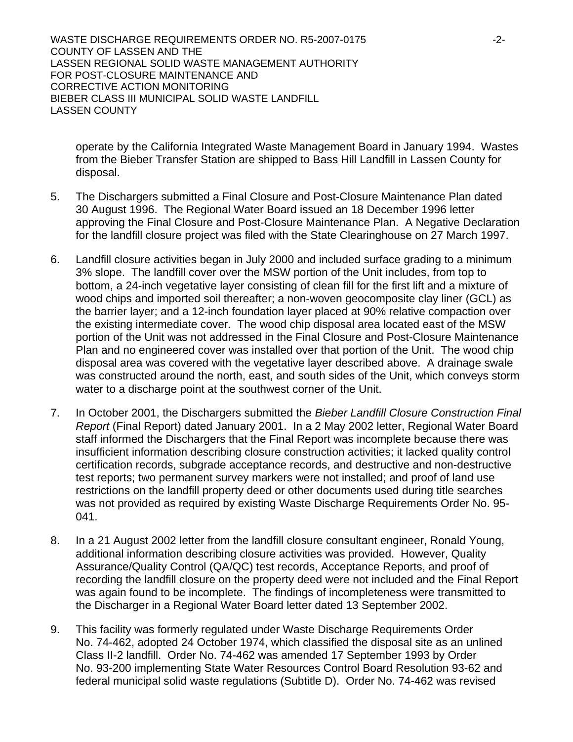operate by the California Integrated Waste Management Board in January 1994. Wastes from the Bieber Transfer Station are shipped to Bass Hill Landfill in Lassen County for disposal.

5. The Dischargers submitted a Final Closure and Post-Closure Maintenance Plan dated 30 August 1996. The Regional Water Board issued an 18 December 1996 letter approving the Final Closure and Post-Closure Maintenance Plan. A Negative Declaration for the landfill closure project was filed with the State Clearinghouse on 27 March 1997.

6. Landfill closure activities began in July 2000 and included surface grading to a minimum 3% slope. The landfill cover over the MSW portion of the Unit includes, from top to bottom, a 24-inch vegetative layer consisting of clean fill for the first lift and a mixture of wood chips and imported soil thereafter; a non-woven geocomposite clay liner (GCL) as the barrier layer; and a 12-inch foundation layer placed at 90% relative compaction over the existing intermediate cover. The wood chip disposal area located east of the MSW portion of the Unit was not addressed in the Final Closure and Post-Closure Maintenance Plan and no engineered cover was installed over that portion of the Unit. The wood chip disposal area was covered with the vegetative layer described above. A drainage swale was constructed around the north, east, and south sides of the Unit, which conveys storm water to a discharge point at the southwest corner of the Unit.

7. In October 2001, the Dischargers submitted the *Bieber Landfill Closure Construction Final Report* (Final Report) dated January 2001. In a 2 May 2002 letter, Regional Water Board staff informed the Dischargers that the Final Report was incomplete because there was insufficient information describing closure construction activities; it lacked quality control certification records, subgrade acceptance records, and destructive and non-destructive test reports; two permanent survey markers were not installed; and proof of land use restrictions on the landfill property deed or other documents used during title searches was not provided as required by existing Waste Discharge Requirements Order No. 95-041.

8. In a 21 August 2002 letter from the landfill closure consultant engineer, Ronald Young, additional information describing closure activities was provided. However, Quality Assurance/Quality Control (QA/QC) test records, Acceptance Reports, and proof of recording the landfill closure on the property deed were not included and the Final Report was again found to be incomplete. The findings of incompleteness were transmitted to the Discharger in a Regional Water Board letter dated 13 September 2002.

9. This facility was formerly regulated under Waste Discharge Requirements Order No. 74-462, adopted 24 October 1974, which classified the disposal site as an unlined Class II-2 landfill. Order No. 74-462 was amended 17 September 1993 by Order No. 93-200 implementing State Water Resources Control Board Resolution 93-62 and federal municipal solid waste regulations (Subtitle D). Order No. 74-462 was revised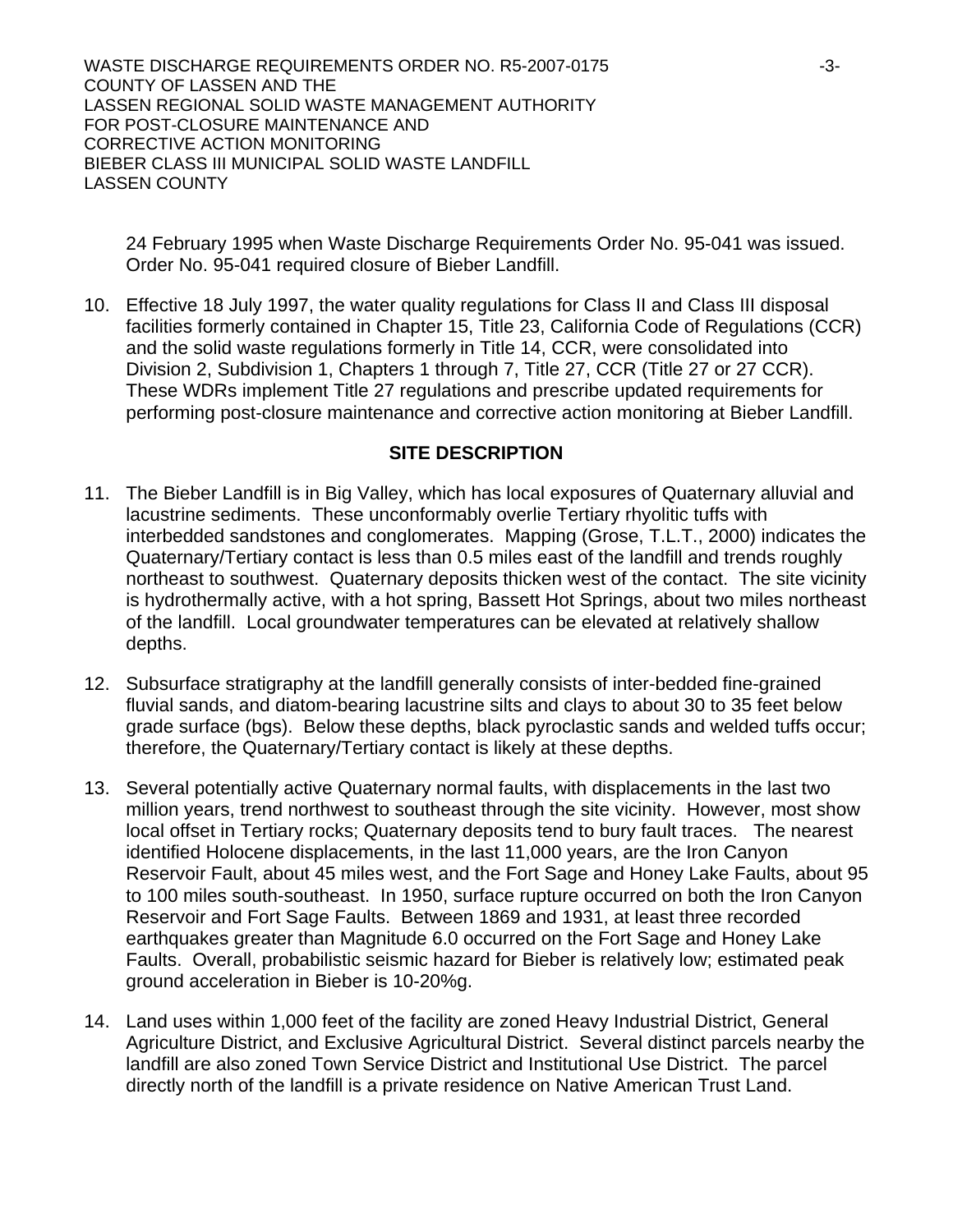24 February 1995 when Waste Discharge Requirements Order No. 95-041 was issued. Order No. 95-041 required closure of Bieber Landfill.

10. Effective 18 July 1997, the water quality regulations for Class II and Class III disposal facilities formerly contained in Chapter 15, Title 23, California Code of Regulations (CCR) and the solid waste regulations formerly in Title 14, CCR, were consolidated into Division 2, Subdivision 1, Chapters 1 through 7, Title 27, CCR (Title 27 or 27 CCR). These WDRs implement Title 27 regulations and prescribe updated requirements for performing post-closure maintenance and corrective action monitoring at Bieber Landfill.

## SITE DESCRIPTION

11. The Bieber Landfill is in Big Valley, which has local exposures of Quaternary alluvial and lacustrine sediments. These unconformably overlie Tertiary rhyolitic tuffs with interbedded sandstones and conglomerates. Mapping (Grose, T.L.T., 2000) indicates the Quaternary/Tertiary contact is less than 0.5 miles east of the landfill and trends roughly northeast to southwest. Quaternary deposits thicken west of the contact. The site vicinity is hydrothermally active, with a hot spring, Bassett Hot Springs, about two miles northeast of the landfill. Local groundwater temperatures can be elevated at relatively shallow depths.

12. Subsurface stratigraphy at the landfill generally consists of inter-bedded fine-grained fluvial sands, and diatom-bearing lacustrine silts and clays to about 30 to 35 feet below grade surface (bgs). Below these depths, black pyroclastic sands and welded tuffs occur; therefore, the Quaternary/Tertiary contact is likely at these depths.

13. Several potentially active Quaternary normal faults, with displacements in the last two million years, trend northwest to southeast through the site vicinity. However, most show local offset in Tertiary rocks; Quaternary deposits tend to bury fault traces. The nearest identified Holocene displacements, in the last 11,000 years, are the Iron Canyon Reservoir Fault, about 45 miles west, and the Fort Sage and Honey Lake Faults, about 95 to 100 miles south-southeast. In 1950, surface rupture occurred on both the Iron Canyon Reservoir and Fort Sage Faults. Between 1869 and 1931, at least three recorded earthquakes greater than Magnitude 6.0 occurred on the Fort Sage and Honey Lake Faults. Overall, probabilistic seismic hazard for Bieber is relatively low; estimated peak ground acceleration in Bieber is 10-20%g.

14. Land uses within 1,000 feet of the facility are zoned Heavy Industrial District, General Agriculture District, and Exclusive Agricultural District. Several distinct parcels nearby the landfill are also zoned Town Service District and Institutional Use District. The parcel directly north of the landfill is a private residence on Native American Trust Land.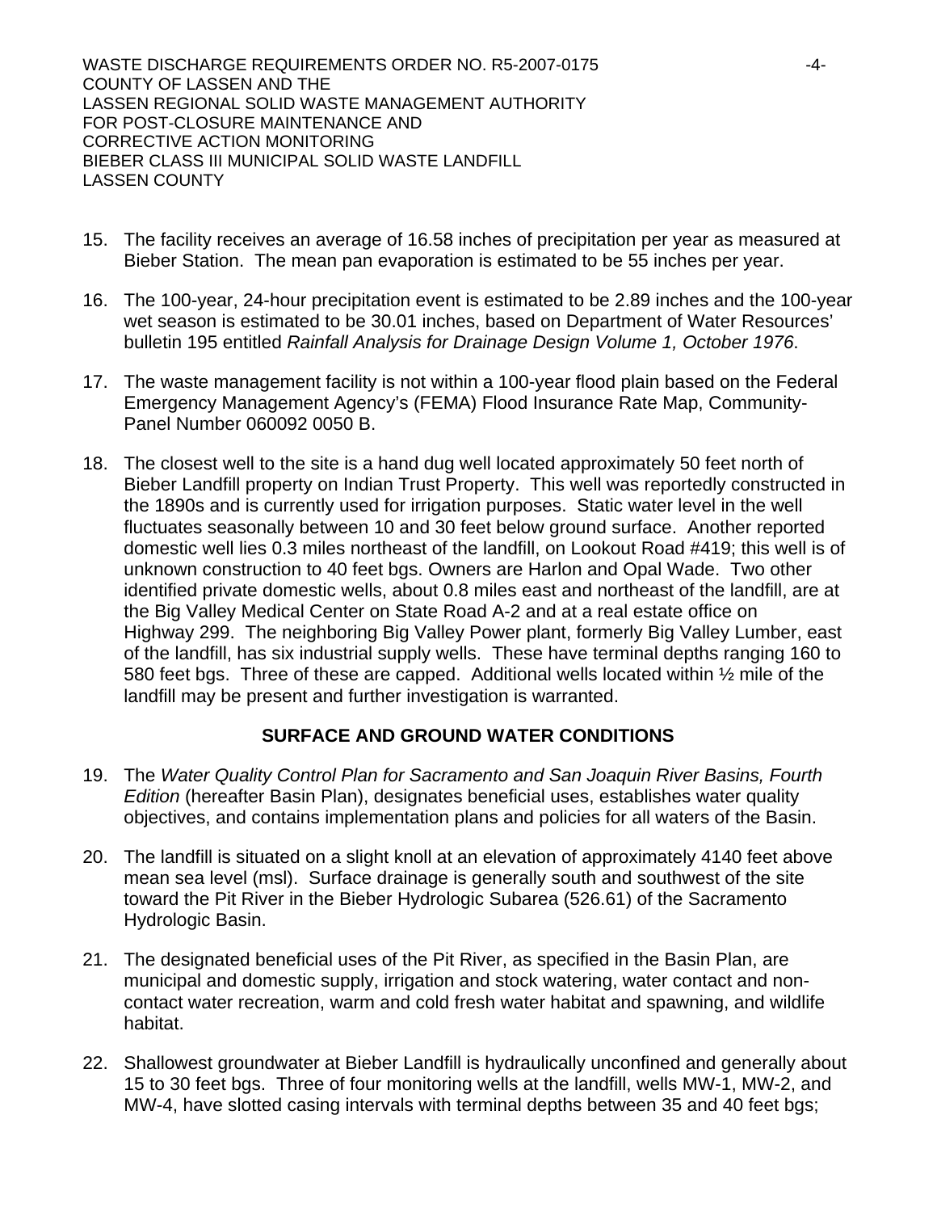15. The facility receives an average of 16.58 inches of precipitation per year as measured at Bieber Station. The mean pan evaporation is estimated to be 55 inches per year.

16. The 100-year, 24-hour precipitation event is estimated to be 2.89 inches and the 100-year wet season is estimated to be 30.01 inches, based on Department of Water Resources' bulletin 195 entitled *Rainfall Analysis for Drainage Design Volume 1, October 1976*.

17. The waste management facility is not within a 100-year flood plain based on the Federal Emergency Management Agency's (FEMA) Flood Insurance Rate Map, Community-Panel Number 060092 0050 B.

18. The closest well to the site is a hand dug well located approximately 50 feet north of Bieber Landfill property on Indian Trust Property. This well was reportedly constructed in the 1890s and is currently used for irrigation purposes. Static water level in the well fluctuates seasonally between 10 and 30 feet below ground surface. Another reported domestic well lies 0.3 miles northeast of the landfill, on Lookout Road #419; this well is of unknown construction to 40 feet bgs. Owners are Harlon and Opal Wade. Two other identified private domestic wells, about 0.8 miles east and northeast of the landfill, are at the Big Valley Medical Center on State Road A-2 and at a real estate office on Highway 299. The neighboring Big Valley Power plant, formerly Big Valley Lumber, east of the landfill, has six industrial supply wells. These have terminal depths ranging 160 to 580 feet bgs. Three of these are capped. Additional wells located within ½ mile of the landfill may be present and further investigation is warranted.

## SURFACE AND GROUND WATER CONDITIONS

19. The *Water Quality Control Plan for Sacramento and San Joaquin River Basins, Fourth Edition* (hereafter Basin Plan), designates beneficial uses, establishes water quality objectives, and contains implementation plans and policies for all waters of the Basin.

20. The landfill is situated on a slight knoll at an elevation of approximately 4140 feet above mean sea level (msl). Surface drainage is generally south and southwest of the site toward the Pit River in the Bieber Hydrologic Subarea (526.61) of the Sacramento Hydrologic Basin.

21. The designated beneficial uses of the Pit River, as specified in the Basin Plan, are municipal and domestic supply, irrigation and stock watering, water contact and non-contact water recreation, warm and cold fresh water habitat and spawning, and wildlife habitat.

22. Shallowest groundwater at Bieber Landfill is hydraulically unconfined and generally about 15 to 30 feet bgs. Three of four monitoring wells at the landfill, wells MW-1, MW-2, and MW-4, have slotted casing intervals with terminal depths between 35 and 40 feet bgs;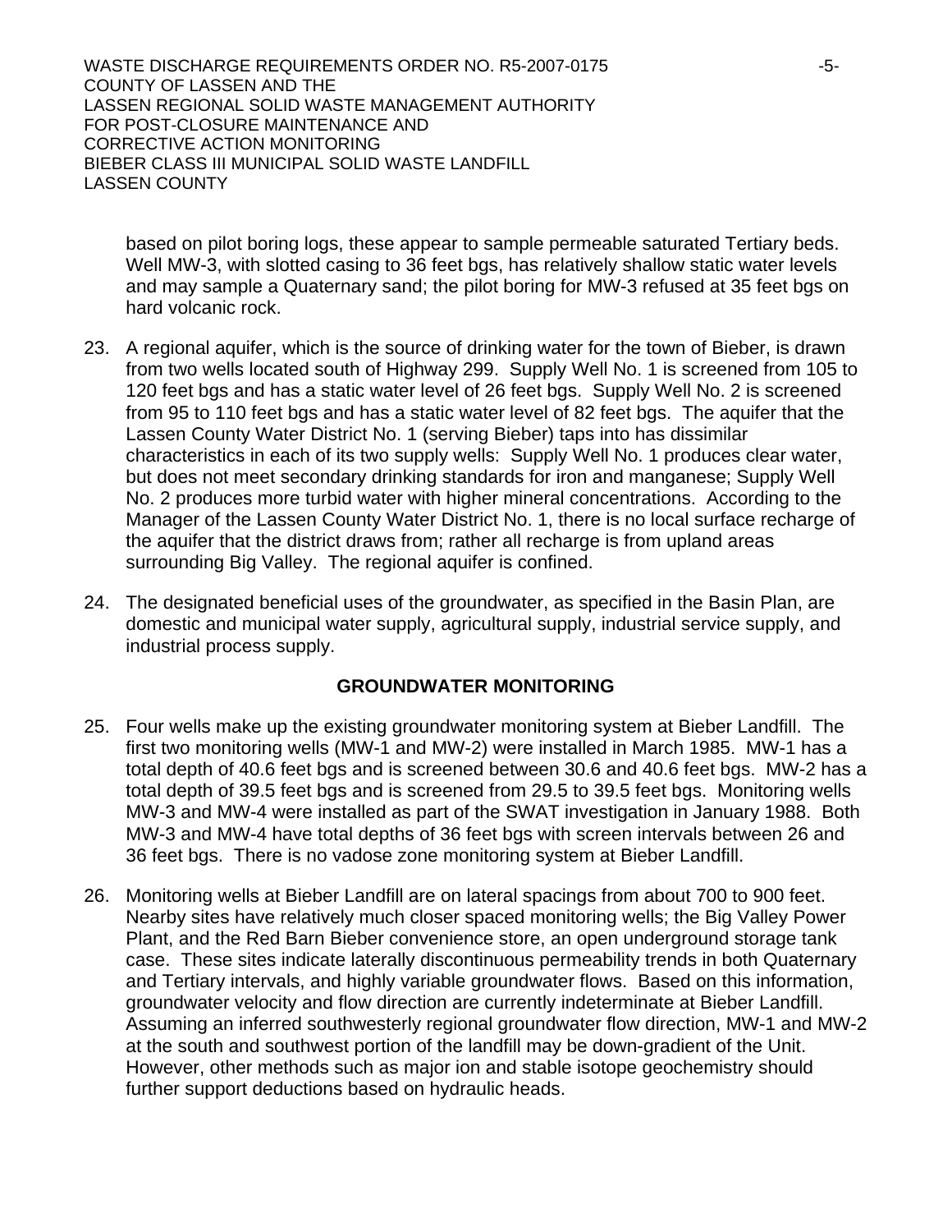based on pilot boring logs, these appear to sample permeable saturated Tertiary beds. Well MW-3, with slotted casing to 36 feet bgs, has relatively shallow static water levels and may sample a Quaternary sand; the pilot boring for MW-3 refused at 35 feet bgs on hard volcanic rock.

23. A regional aquifer, which is the source of drinking water for the town of Bieber, is drawn from two wells located south of Highway 299. Supply Well No. 1 is screened from 105 to 120 feet bgs and has a static water level of 26 feet bgs. Supply Well No. 2 is screened from 95 to 110 feet bgs and has a static water level of 82 feet bgs. The aquifer that the Lassen County Water District No. 1 (serving Bieber) taps into has dissimilar characteristics in each of its two supply wells: Supply Well No. 1 produces clear water, but does not meet secondary drinking standards for iron and manganese; Supply Well No. 2 produces more turbid water with higher mineral concentrations. According to the Manager of the Lassen County Water District No. 1, there is no local surface recharge of the aquifer that the district draws from; rather all recharge is from upland areas surrounding Big Valley. The regional aquifer is confined.

24. The designated beneficial uses of the groundwater, as specified in the Basin Plan, are domestic and municipal water supply, agricultural supply, industrial service supply, and industrial process supply.

## GROUNDWATER MONITORING

25. Four wells make up the existing groundwater monitoring system at Bieber Landfill. The first two monitoring wells (MW-1 and MW-2) were installed in March 1985. MW-1 has a total depth of 40.6 feet bgs and is screened between 30.6 and 40.6 feet bgs. MW-2 has a total depth of 39.5 feet bgs and is screened from 29.5 to 39.5 feet bgs. Monitoring wells MW-3 and MW-4 were installed as part of the SWAT investigation in January 1988. Both MW-3 and MW-4 have total depths of 36 feet bgs with screen intervals between 26 and 36 feet bgs. There is no vadose zone monitoring system at Bieber Landfill.

26. Monitoring wells at Bieber Landfill are on lateral spacings from about 700 to 900 feet. Nearby sites have relatively much closer spaced monitoring wells; the Big Valley Power Plant, and the Red Barn Bieber convenience store, an open underground storage tank case. These sites indicate laterally discontinuous permeability trends in both Quaternary and Tertiary intervals, and highly variable groundwater flows. Based on this information, groundwater velocity and flow direction are currently indeterminate at Bieber Landfill. Assuming an inferred southwesterly regional groundwater flow direction, MW-1 and MW-2 at the south and southwest portion of the landfill may be down-gradient of the Unit. However, other methods such as major ion and stable isotope geochemistry should further support deductions based on hydraulic heads.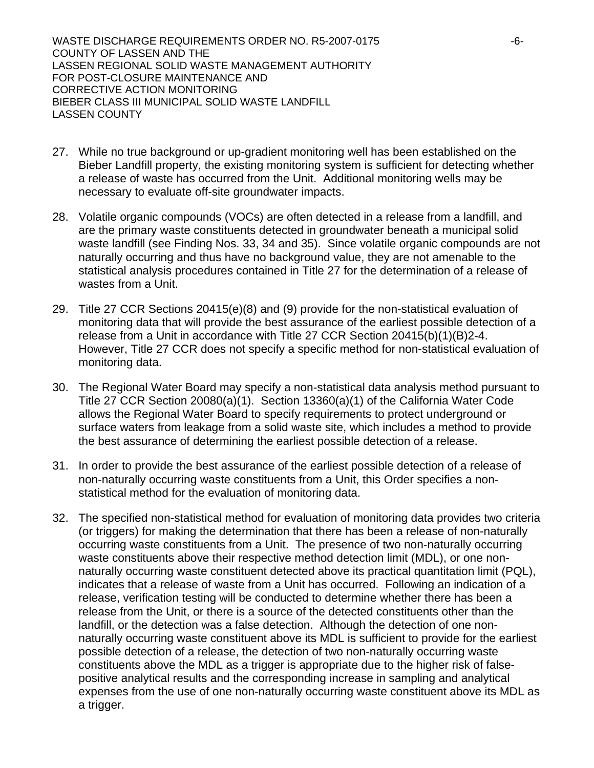27. While no true background or up-gradient monitoring well has been established on the Bieber Landfill property, the existing monitoring system is sufficient for detecting whether a release of waste has occurred from the Unit. Additional monitoring wells may be necessary to evaluate off-site groundwater impacts.

28. Volatile organic compounds (VOCs) are often detected in a release from a landfill, and are the primary waste constituents detected in groundwater beneath a municipal solid waste landfill (see Finding Nos. 33, 34 and 35). Since volatile organic compounds are not naturally occurring and thus have no background value, they are not amenable to the statistical analysis procedures contained in Title 27 for the determination of a release of wastes from a Unit.

29. Title 27 CCR Sections 20415(e)(8) and (9) provide for the non-statistical evaluation of monitoring data that will provide the best assurance of the earliest possible detection of a release from a Unit in accordance with Title 27 CCR Section 20415(b)(1)(B)2-4. However, Title 27 CCR does not specify a specific method for non-statistical evaluation of monitoring data.

30. The Regional Water Board may specify a non-statistical data analysis method pursuant to Title 27 CCR Section 20080(a)(1). Section 13360(a)(1) of the California Water Code allows the Regional Water Board to specify requirements to protect underground or surface waters from leakage from a solid waste site, which includes a method to provide the best assurance of determining the earliest possible detection of a release.

31. In order to provide the best assurance of the earliest possible detection of a release of non-naturally occurring waste constituents from a Unit, this Order specifies a non-statistical method for the evaluation of monitoring data.

32. The specified non-statistical method for evaluation of monitoring data provides two criteria (or triggers) for making the determination that there has been a release of non-naturally occurring waste constituents from a Unit. The presence of two non-naturally occurring waste constituents above their respective method detection limit (MDL), or one non-naturally occurring waste constituent detected above its practical quantitation limit (PQL), indicates that a release of waste from a Unit has occurred. Following an indication of a release, verification testing will be conducted to determine whether there has been a release from the Unit, or there is a source of the detected constituents other than the landfill, or the detection was a false detection. Although the detection of one non-naturally occurring waste constituent above its MDL is sufficient to provide for the earliest possible detection of a release, the detection of two non-naturally occurring waste constituents above the MDL as a trigger is appropriate due to the higher risk of false-positive analytical results and the corresponding increase in sampling and analytical expenses from the use of one non-naturally occurring waste constituent above its MDL as a trigger.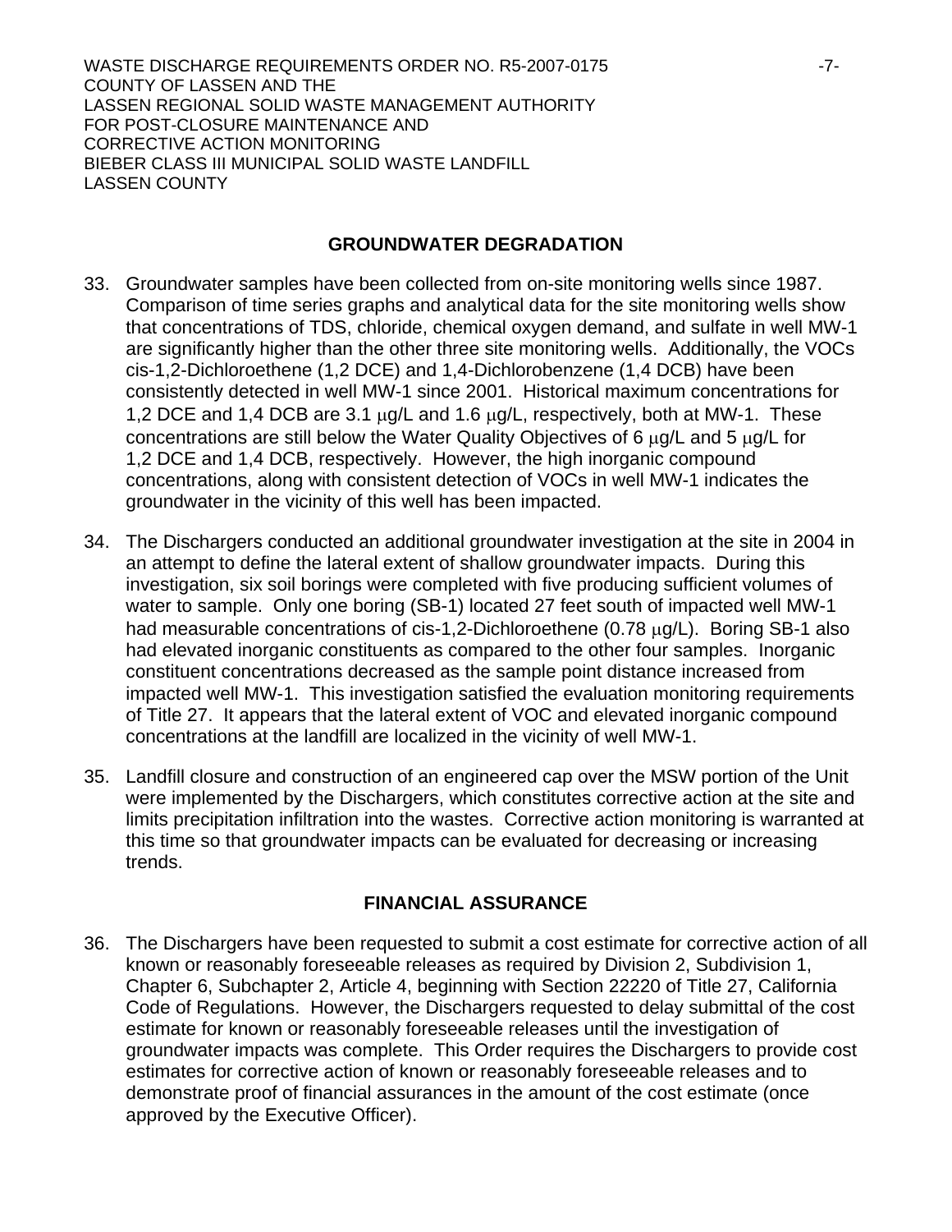## GROUNDWATER DEGRADATION

33. Groundwater samples have been collected from on-site monitoring wells since 1987. Comparison of time series graphs and analytical data for the site monitoring wells show that concentrations of TDS, chloride, chemical oxygen demand, and sulfate in well MW-1 are significantly higher than the other three site monitoring wells. Additionally, the VOCs cis-1,2-Dichloroethene (1,2 DCE) and 1,4-Dichlorobenzene (1,4 DCB) have been consistently detected in well MW-1 since 2001. Historical maximum concentrations for 1,2 DCE and 1,4 DCB are 3.1 μg/L and 1.6 μg/L, respectively, both at MW-1. These concentrations are still below the Water Quality Objectives of 6 μg/L and 5 μg/L for 1,2 DCE and 1,4 DCB, respectively. However, the high inorganic compound concentrations, along with consistent detection of VOCs in well MW-1 indicates the groundwater in the vicinity of this well has been impacted.

34. The Dischargers conducted an additional groundwater investigation at the site in 2004 in an attempt to define the lateral extent of shallow groundwater impacts. During this investigation, six soil borings were completed with five producing sufficient volumes of water to sample. Only one boring (SB-1) located 27 feet south of impacted well MW-1 had measurable concentrations of cis-1,2-Dichloroethene (0.78 μg/L). Boring SB-1 also had elevated inorganic constituents as compared to the other four samples. Inorganic constituent concentrations decreased as the sample point distance increased from impacted well MW-1. This investigation satisfied the evaluation monitoring requirements of Title 27. It appears that the lateral extent of VOC and elevated inorganic compound concentrations at the landfill are localized in the vicinity of well MW-1.

35. Landfill closure and construction of an engineered cap over the MSW portion of the Unit were implemented by the Dischargers, which constitutes corrective action at the site and limits precipitation infiltration into the wastes. Corrective action monitoring is warranted at this time so that groundwater impacts can be evaluated for decreasing or increasing trends.

## FINANCIAL ASSURANCE

36. The Dischargers have been requested to submit a cost estimate for corrective action of all known or reasonably foreseeable releases as required by Division 2, Subdivision 1, Chapter 6, Subchapter 2, Article 4, beginning with Section 22220 of Title 27, California Code of Regulations. However, the Dischargers requested to delay submittal of the cost estimate for known or reasonably foreseeable releases until the investigation of groundwater impacts was complete. This Order requires the Dischargers to provide cost estimates for corrective action of known or reasonably foreseeable releases and to demonstrate proof of financial assurances in the amount of the cost estimate (once approved by the Executive Officer).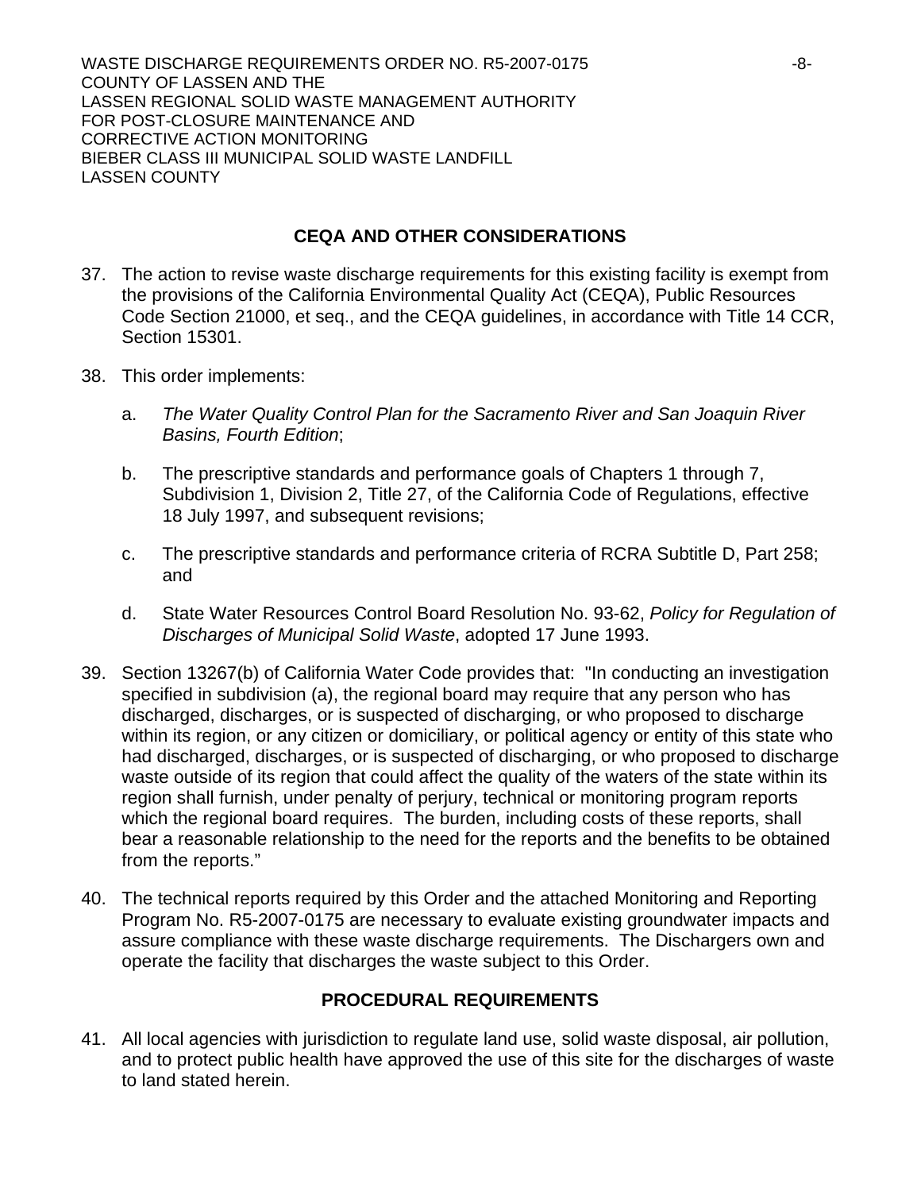## CEQA AND OTHER CONSIDERATIONS

37. The action to revise waste discharge requirements for this existing facility is exempt from the provisions of the California Environmental Quality Act (CEQA), Public Resources Code Section 21000, et seq., and the CEQA guidelines, in accordance with Title 14 CCR, Section 15301.

38. This order implements:

    a. *The Water Quality Control Plan for the Sacramento River and San Joaquin River Basins, Fourth Edition*;

    b. The prescriptive standards and performance goals of Chapters 1 through 7, Subdivision 1, Division 2, Title 27, of the California Code of Regulations, effective 18 July 1997, and subsequent revisions;

    c. The prescriptive standards and performance criteria of RCRA Subtitle D, Part 258; and

    d. State Water Resources Control Board Resolution No. 93-62, *Policy for Regulation of Discharges of Municipal Solid Waste*, adopted 17 June 1993.

39. Section 13267(b) of California Water Code provides that: "In conducting an investigation specified in subdivision (a), the regional board may require that any person who has discharged, discharges, or is suspected of discharging, or who proposed to discharge within its region, or any citizen or domiciliary, or political agency or entity of this state who had discharged, discharges, or is suspected of discharging, or who proposed to discharge waste outside of its region that could affect the quality of the waters of the state within its region shall furnish, under penalty of perjury, technical or monitoring program reports which the regional board requires. The burden, including costs of these reports, shall bear a reasonable relationship to the need for the reports and the benefits to be obtained from the reports."

40. The technical reports required by this Order and the attached Monitoring and Reporting Program No. R5-2007-0175 are necessary to evaluate existing groundwater impacts and assure compliance with these waste discharge requirements. The Dischargers own and operate the facility that discharges the waste subject to this Order.

## PROCEDURAL REQUIREMENTS

41. All local agencies with jurisdiction to regulate land use, solid waste disposal, air pollution, and to protect public health have approved the use of this site for the discharges of waste to land stated herein.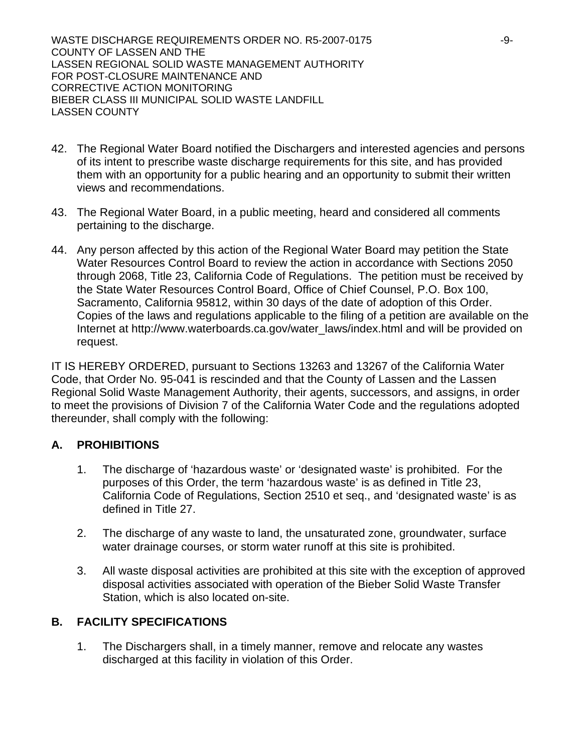42. The Regional Water Board notified the Dischargers and interested agencies and persons of its intent to prescribe waste discharge requirements for this site, and has provided them with an opportunity for a public hearing and an opportunity to submit their written views and recommendations.

43. The Regional Water Board, in a public meeting, heard and considered all comments pertaining to the discharge.

44. Any person affected by this action of the Regional Water Board may petition the State Water Resources Control Board to review the action in accordance with Sections 2050 through 2068, Title 23, California Code of Regulations. The petition must be received by the State Water Resources Control Board, Office of Chief Counsel, P.O. Box 100, Sacramento, California 95812, within 30 days of the date of adoption of this Order. Copies of the laws and regulations applicable to the filing of a petition are available on the Internet at http://www.waterboards.ca.gov/water_laws/index.html and will be provided on request.

IT IS HEREBY ORDERED, pursuant to Sections 13263 and 13267 of the California Water Code, that Order No. 95-041 is rescinded and that the County of Lassen and the Lassen Regional Solid Waste Management Authority, their agents, successors, and assigns, in order to meet the provisions of Division 7 of the California Water Code and the regulations adopted thereunder, shall comply with the following:

## A. PROHIBITIONS

1. The discharge of 'hazardous waste' or 'designated waste' is prohibited. For the purposes of this Order, the term 'hazardous waste' is as defined in Title 23, California Code of Regulations, Section 2510 et seq., and 'designated waste' is as defined in Title 27.

2. The discharge of any waste to land, the unsaturated zone, groundwater, surface water drainage courses, or storm water runoff at this site is prohibited.

3. All waste disposal activities are prohibited at this site with the exception of approved disposal activities associated with operation of the Bieber Solid Waste Transfer Station, which is also located on-site.

## B. FACILITY SPECIFICATIONS

1. The Dischargers shall, in a timely manner, remove and relocate any wastes discharged at this facility in violation of this Order.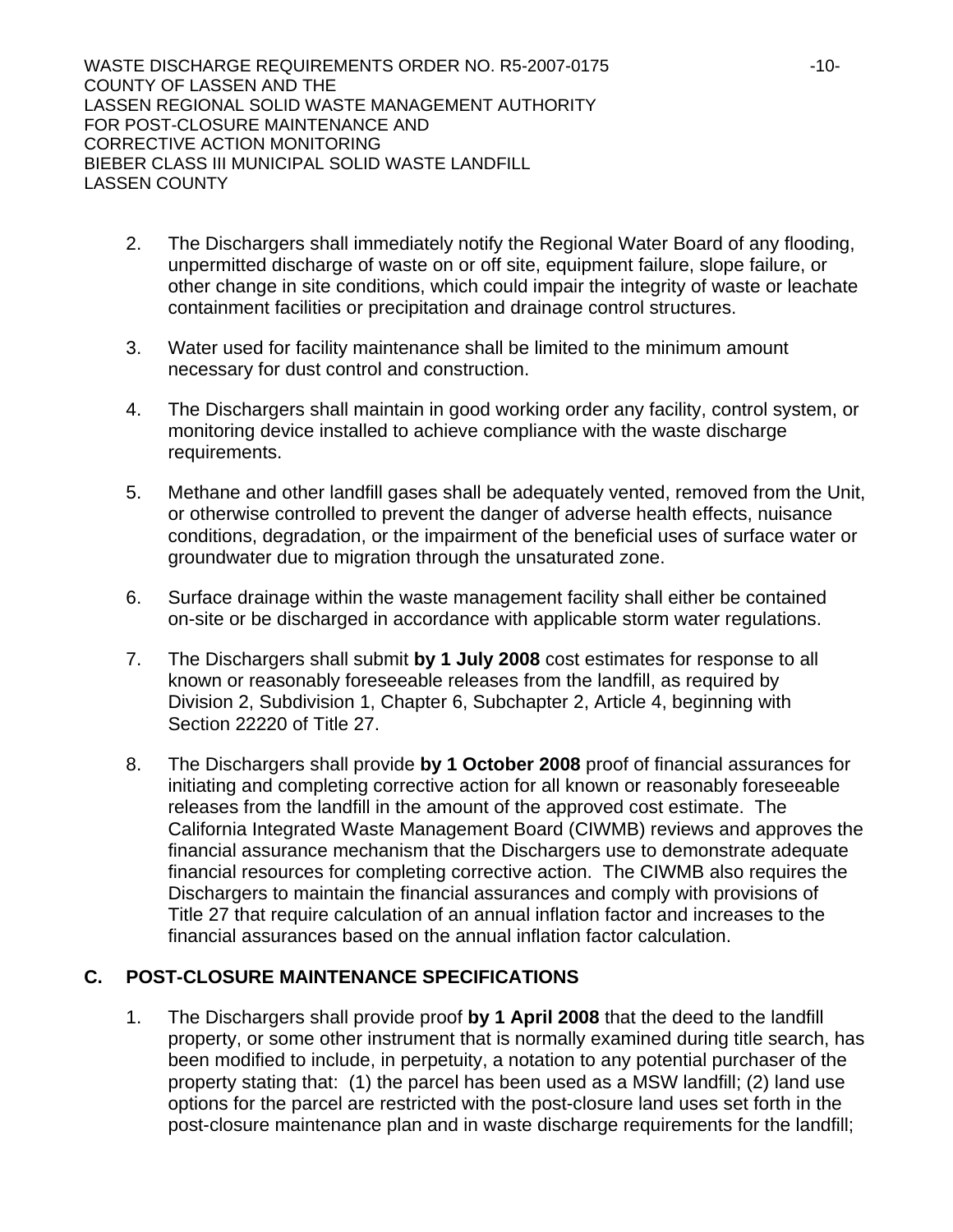2. The Dischargers shall immediately notify the Regional Water Board of any flooding, unpermitted discharge of waste on or off site, equipment failure, slope failure, or other change in site conditions, which could impair the integrity of waste or leachate containment facilities or precipitation and drainage control structures.

3. Water used for facility maintenance shall be limited to the minimum amount necessary for dust control and construction.

4. The Dischargers shall maintain in good working order any facility, control system, or monitoring device installed to achieve compliance with the waste discharge requirements.

5. Methane and other landfill gases shall be adequately vented, removed from the Unit, or otherwise controlled to prevent the danger of adverse health effects, nuisance conditions, degradation, or the impairment of the beneficial uses of surface water or groundwater due to migration through the unsaturated zone.

6. Surface drainage within the waste management facility shall either be contained on-site or be discharged in accordance with applicable storm water regulations.

7. The Dischargers shall submit **by 1 July 2008** cost estimates for response to all known or reasonably foreseeable releases from the landfill, as required by Division 2, Subdivision 1, Chapter 6, Subchapter 2, Article 4, beginning with Section 22220 of Title 27.

8. The Dischargers shall provide **by 1 October 2008** proof of financial assurances for initiating and completing corrective action for all known or reasonably foreseeable releases from the landfill in the amount of the approved cost estimate. The California Integrated Waste Management Board (CIWMB) reviews and approves the financial assurance mechanism that the Dischargers use to demonstrate adequate financial resources for completing corrective action. The CIWMB also requires the Dischargers to maintain the financial assurances and comply with provisions of Title 27 that require calculation of an annual inflation factor and increases to the financial assurances based on the annual inflation factor calculation.

## C. POST-CLOSURE MAINTENANCE SPECIFICATIONS

1. The Dischargers shall provide proof **by 1 April 2008** that the deed to the landfill property, or some other instrument that is normally examined during title search, has been modified to include, in perpetuity, a notation to any potential purchaser of the property stating that: (1) the parcel has been used as a MSW landfill; (2) land use options for the parcel are restricted with the post-closure land uses set forth in the post-closure maintenance plan and in waste discharge requirements for the landfill;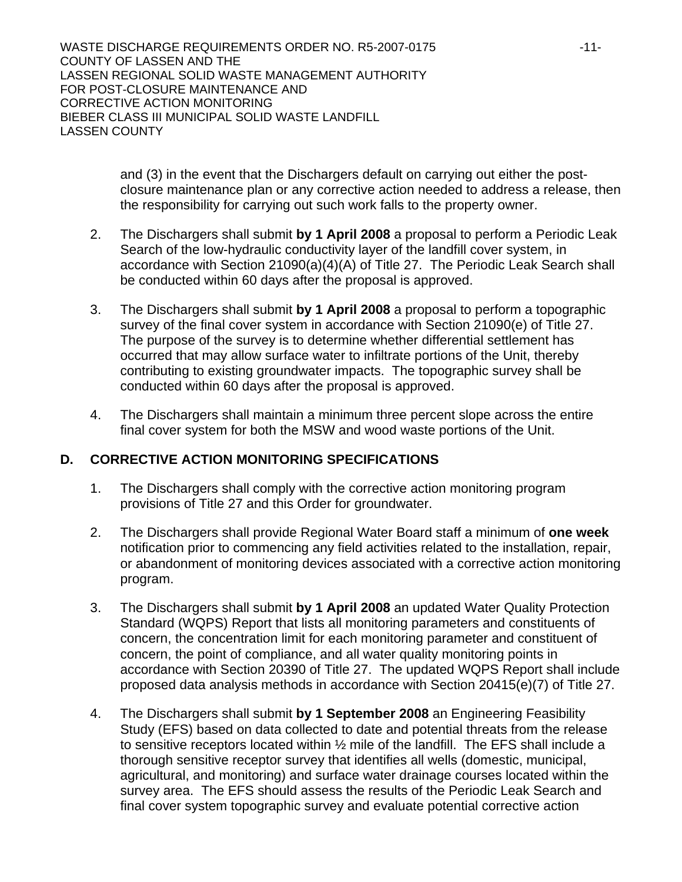and (3) in the event that the Dischargers default on carrying out either the post-closure maintenance plan or any corrective action needed to address a release, then the responsibility for carrying out such work falls to the property owner.

2. The Dischargers shall submit **by 1 April 2008** a proposal to perform a Periodic Leak Search of the low-hydraulic conductivity layer of the landfill cover system, in accordance with Section 21090(a)(4)(A) of Title 27. The Periodic Leak Search shall be conducted within 60 days after the proposal is approved.

3. The Dischargers shall submit **by 1 April 2008** a proposal to perform a topographic survey of the final cover system in accordance with Section 21090(e) of Title 27. The purpose of the survey is to determine whether differential settlement has occurred that may allow surface water to infiltrate portions of the Unit, thereby contributing to existing groundwater impacts. The topographic survey shall be conducted within 60 days after the proposal is approved.

4. The Dischargers shall maintain a minimum three percent slope across the entire final cover system for both the MSW and wood waste portions of the Unit.

## D. CORRECTIVE ACTION MONITORING SPECIFICATIONS

1. The Dischargers shall comply with the corrective action monitoring program provisions of Title 27 and this Order for groundwater.

2. The Dischargers shall provide Regional Water Board staff a minimum of **one week** notification prior to commencing any field activities related to the installation, repair, or abandonment of monitoring devices associated with a corrective action monitoring program.

3. The Dischargers shall submit **by 1 April 2008** an updated Water Quality Protection Standard (WQPS) Report that lists all monitoring parameters and constituents of concern, the concentration limit for each monitoring parameter and constituent of concern, the point of compliance, and all water quality monitoring points in accordance with Section 20390 of Title 27. The updated WQPS Report shall include proposed data analysis methods in accordance with Section 20415(e)(7) of Title 27.

4. The Dischargers shall submit **by 1 September 2008** an Engineering Feasibility Study (EFS) based on data collected to date and potential threats from the release to sensitive receptors located within ½ mile of the landfill. The EFS shall include a thorough sensitive receptor survey that identifies all wells (domestic, municipal, agricultural, and monitoring) and surface water drainage courses located within the survey area. The EFS should assess the results of the Periodic Leak Search and final cover system topographic survey and evaluate potential corrective action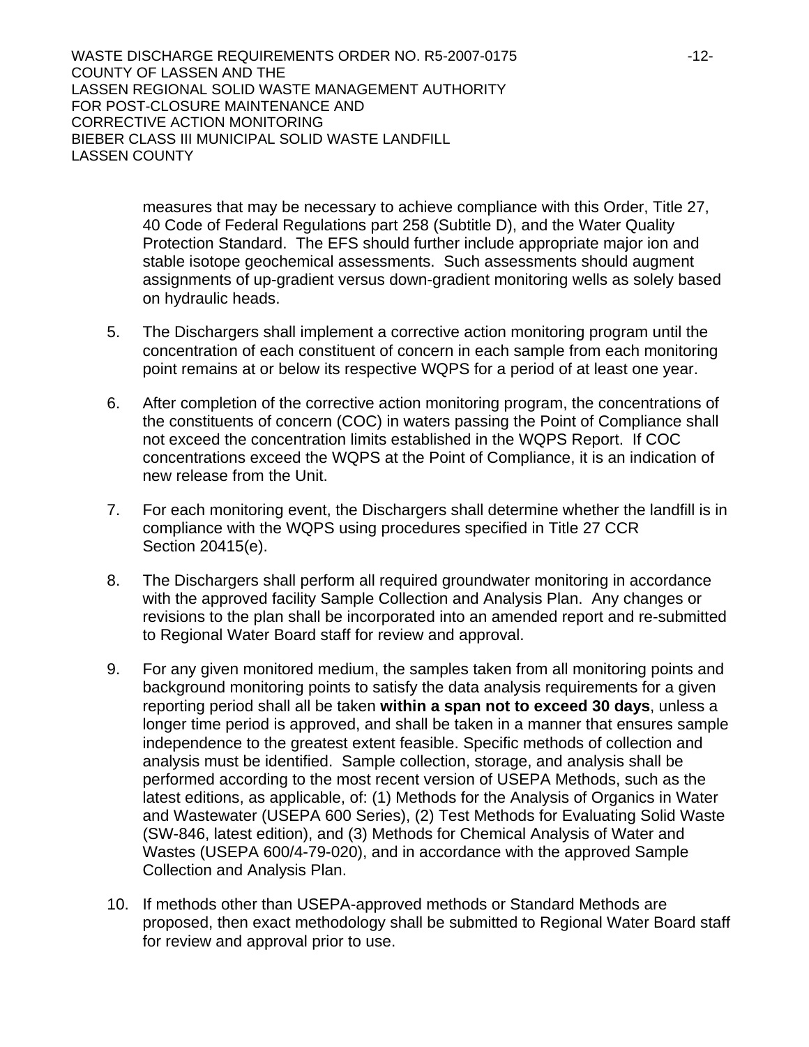measures that may be necessary to achieve compliance with this Order, Title 27, 40 Code of Federal Regulations part 258 (Subtitle D), and the Water Quality Protection Standard. The EFS should further include appropriate major ion and stable isotope geochemical assessments. Such assessments should augment assignments of up-gradient versus down-gradient monitoring wells as solely based on hydraulic heads.

5. The Dischargers shall implement a corrective action monitoring program until the concentration of each constituent of concern in each sample from each monitoring point remains at or below its respective WQPS for a period of at least one year.

6. After completion of the corrective action monitoring program, the concentrations of the constituents of concern (COC) in waters passing the Point of Compliance shall not exceed the concentration limits established in the WQPS Report. If COC concentrations exceed the WQPS at the Point of Compliance, it is an indication of new release from the Unit.

7. For each monitoring event, the Dischargers shall determine whether the landfill is in compliance with the WQPS using procedures specified in Title 27 CCR Section 20415(e).

8. The Dischargers shall perform all required groundwater monitoring in accordance with the approved facility Sample Collection and Analysis Plan. Any changes or revisions to the plan shall be incorporated into an amended report and re-submitted to Regional Water Board staff for review and approval.

9. For any given monitored medium, the samples taken from all monitoring points and background monitoring points to satisfy the data analysis requirements for a given reporting period shall all be taken **within a span not to exceed 30 days**, unless a longer time period is approved, and shall be taken in a manner that ensures sample independence to the greatest extent feasible. Specific methods of collection and analysis must be identified. Sample collection, storage, and analysis shall be performed according to the most recent version of USEPA Methods, such as the latest editions, as applicable, of: (1) Methods for the Analysis of Organics in Water and Wastewater (USEPA 600 Series), (2) Test Methods for Evaluating Solid Waste (SW-846, latest edition), and (3) Methods for Chemical Analysis of Water and Wastes (USEPA 600/4-79-020), and in accordance with the approved Sample Collection and Analysis Plan.

10. If methods other than USEPA-approved methods or Standard Methods are proposed, then exact methodology shall be submitted to Regional Water Board staff for review and approval prior to use.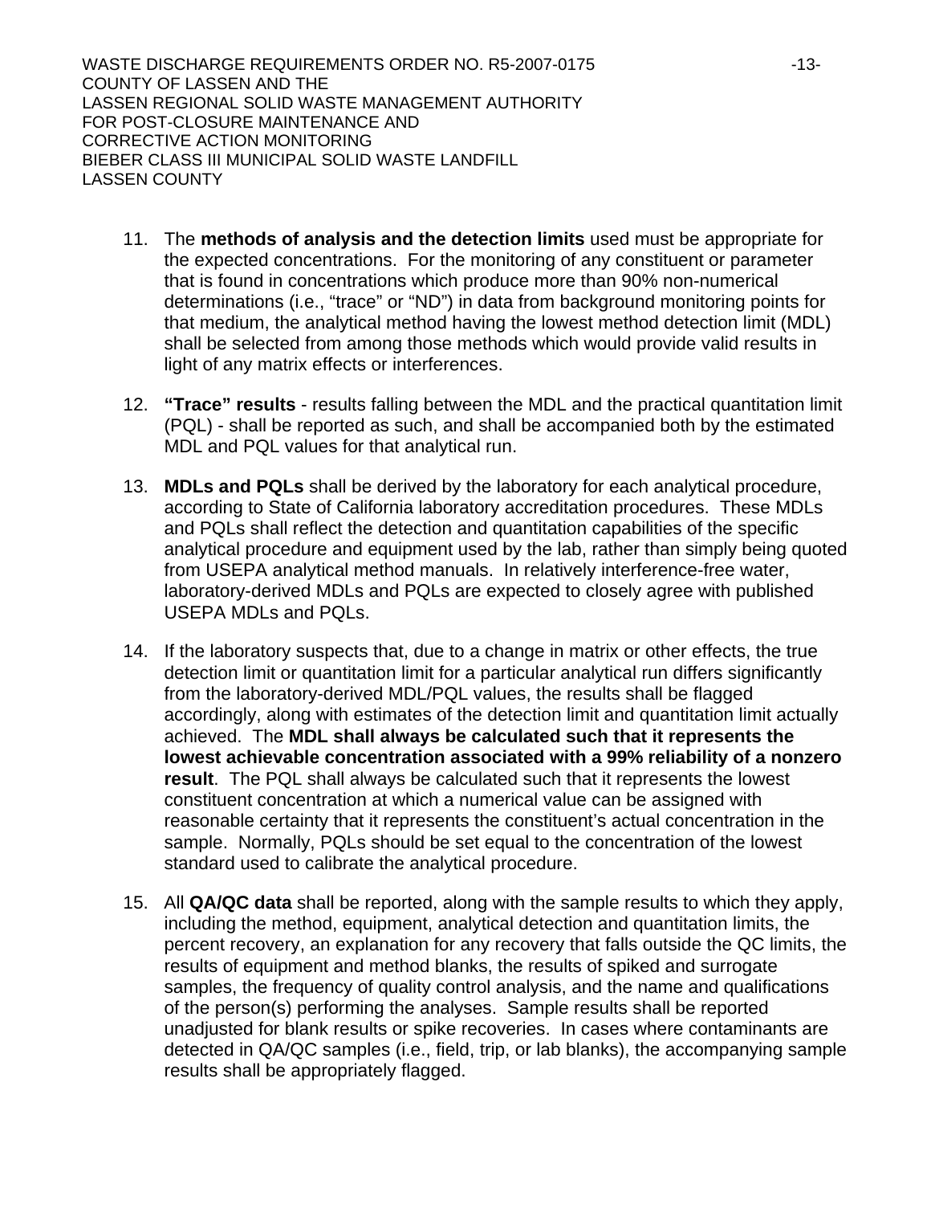11. The **methods of analysis and the detection limits** used must be appropriate for the expected concentrations. For the monitoring of any constituent or parameter that is found in concentrations which produce more than 90% non-numerical determinations (i.e., "trace" or "ND") in data from background monitoring points for that medium, the analytical method having the lowest method detection limit (MDL) shall be selected from among those methods which would provide valid results in light of any matrix effects or interferences.

12. **"Trace" results** - results falling between the MDL and the practical quantitation limit (PQL) - shall be reported as such, and shall be accompanied both by the estimated MDL and PQL values for that analytical run.

13. **MDLs and PQLs** shall be derived by the laboratory for each analytical procedure, according to State of California laboratory accreditation procedures. These MDLs and PQLs shall reflect the detection and quantitation capabilities of the specific analytical procedure and equipment used by the lab, rather than simply being quoted from USEPA analytical method manuals. In relatively interference-free water, laboratory-derived MDLs and PQLs are expected to closely agree with published USEPA MDLs and PQLs.

14. If the laboratory suspects that, due to a change in matrix or other effects, the true detection limit or quantitation limit for a particular analytical run differs significantly from the laboratory-derived MDL/PQL values, the results shall be flagged accordingly, along with estimates of the detection limit and quantitation limit actually achieved. The **MDL shall always be calculated such that it represents the lowest achievable concentration associated with a 99% reliability of a nonzero result**. The PQL shall always be calculated such that it represents the lowest constituent concentration at which a numerical value can be assigned with reasonable certainty that it represents the constituent's actual concentration in the sample. Normally, PQLs should be set equal to the concentration of the lowest standard used to calibrate the analytical procedure.

15. All **QA/QC data** shall be reported, along with the sample results to which they apply, including the method, equipment, analytical detection and quantitation limits, the percent recovery, an explanation for any recovery that falls outside the QC limits, the results of equipment and method blanks, the results of spiked and surrogate samples, the frequency of quality control analysis, and the name and qualifications of the person(s) performing the analyses. Sample results shall be reported unadjusted for blank results or spike recoveries. In cases where contaminants are detected in QA/QC samples (i.e., field, trip, or lab blanks), the accompanying sample results shall be appropriately flagged.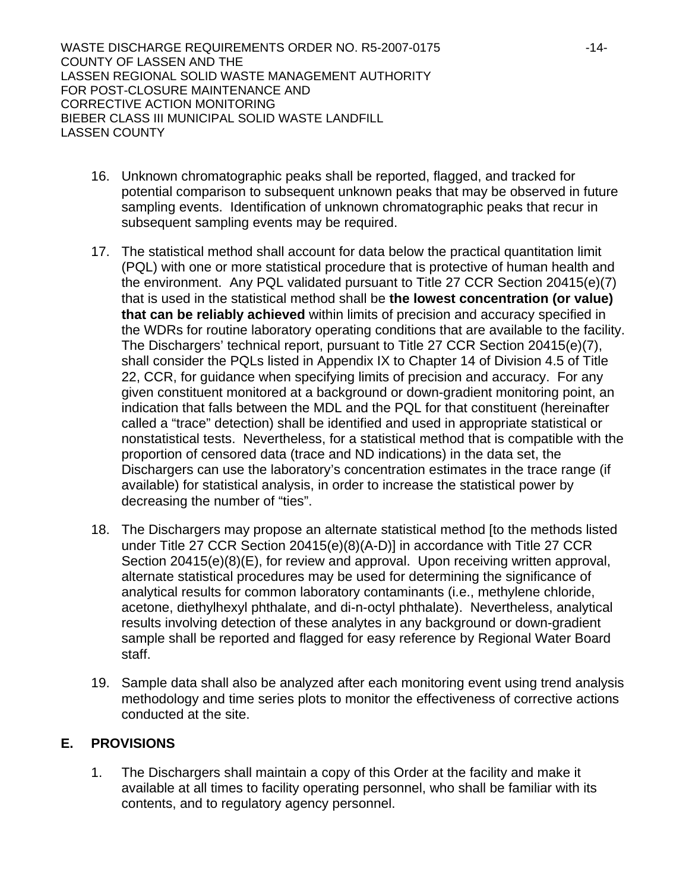16. Unknown chromatographic peaks shall be reported, flagged, and tracked for potential comparison to subsequent unknown peaks that may be observed in future sampling events. Identification of unknown chromatographic peaks that recur in subsequent sampling events may be required.

17. The statistical method shall account for data below the practical quantitation limit (PQL) with one or more statistical procedure that is protective of human health and the environment. Any PQL validated pursuant to Title 27 CCR Section 20415(e)(7) that is used in the statistical method shall be **the lowest concentration (or value) that can be reliably achieved** within limits of precision and accuracy specified in the WDRs for routine laboratory operating conditions that are available to the facility. The Dischargers' technical report, pursuant to Title 27 CCR Section 20415(e)(7), shall consider the PQLs listed in Appendix IX to Chapter 14 of Division 4.5 of Title 22, CCR, for guidance when specifying limits of precision and accuracy. For any given constituent monitored at a background or down-gradient monitoring point, an indication that falls between the MDL and the PQL for that constituent (hereinafter called a "trace" detection) shall be identified and used in appropriate statistical or nonstatistical tests. Nevertheless, for a statistical method that is compatible with the proportion of censored data (trace and ND indications) in the data set, the Dischargers can use the laboratory's concentration estimates in the trace range (if available) for statistical analysis, in order to increase the statistical power by decreasing the number of "ties".

18. The Dischargers may propose an alternate statistical method [to the methods listed under Title 27 CCR Section 20415(e)(8)(A-D)] in accordance with Title 27 CCR Section 20415(e)(8)(E), for review and approval. Upon receiving written approval, alternate statistical procedures may be used for determining the significance of analytical results for common laboratory contaminants (i.e., methylene chloride, acetone, diethylhexyl phthalate, and di-n-octyl phthalate). Nevertheless, analytical results involving detection of these analytes in any background or down-gradient sample shall be reported and flagged for easy reference by Regional Water Board staff.

19. Sample data shall also be analyzed after each monitoring event using trend analysis methodology and time series plots to monitor the effectiveness of corrective actions conducted at the site.

## E. PROVISIONS

1. The Dischargers shall maintain a copy of this Order at the facility and make it available at all times to facility operating personnel, who shall be familiar with its contents, and to regulatory agency personnel.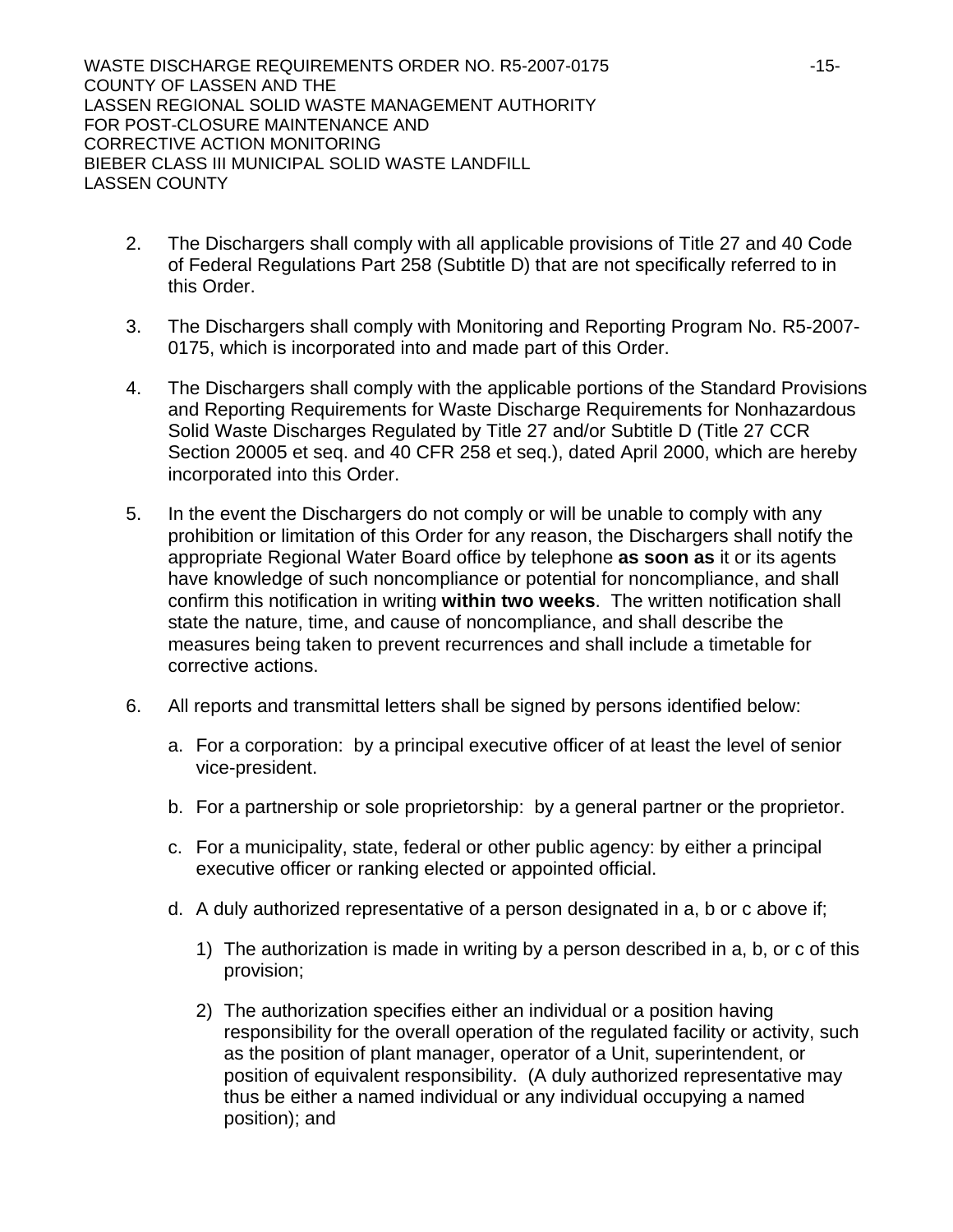2. The Dischargers shall comply with all applicable provisions of Title 27 and 40 Code of Federal Regulations Part 258 (Subtitle D) that are not specifically referred to in this Order.

3. The Dischargers shall comply with Monitoring and Reporting Program No. R5-2007-0175, which is incorporated into and made part of this Order.

4. The Dischargers shall comply with the applicable portions of the Standard Provisions and Reporting Requirements for Waste Discharge Requirements for Nonhazardous Solid Waste Discharges Regulated by Title 27 and/or Subtitle D (Title 27 CCR Section 20005 et seq. and 40 CFR 258 et seq.), dated April 2000, which are hereby incorporated into this Order.

5. In the event the Dischargers do not comply or will be unable to comply with any prohibition or limitation of this Order for any reason, the Dischargers shall notify the appropriate Regional Water Board office by telephone **as soon as** it or its agents have knowledge of such noncompliance or potential for noncompliance, and shall confirm this notification in writing **within two weeks**. The written notification shall state the nature, time, and cause of noncompliance, and shall describe the measures being taken to prevent recurrences and shall include a timetable for corrective actions.

6. All reports and transmittal letters shall be signed by persons identified below:

   a. For a corporation: by a principal executive officer of at least the level of senior vice-president.

   b. For a partnership or sole proprietorship: by a general partner or the proprietor.

   c. For a municipality, state, federal or other public agency: by either a principal executive officer or ranking elected or appointed official.

   d. A duly authorized representative of a person designated in a, b or c above if;

      1) The authorization is made in writing by a person described in a, b, or c of this provision;

      2) The authorization specifies either an individual or a position having responsibility for the overall operation of the regulated facility or activity, such as the position of plant manager, operator of a Unit, superintendent, or position of equivalent responsibility. (A duly authorized representative may thus be either a named individual or any individual occupying a named position); and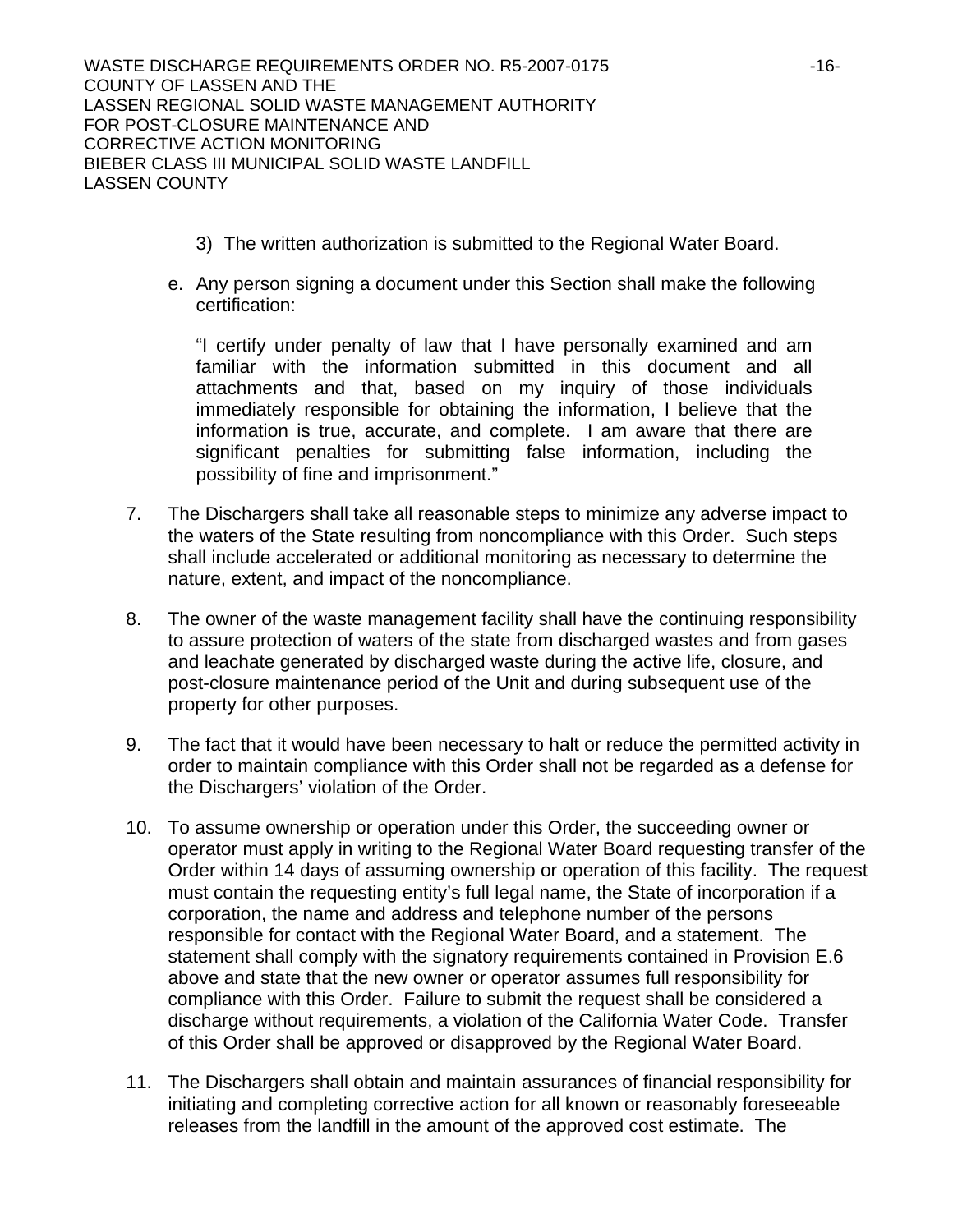3) The written authorization is submitted to the Regional Water Board.

e. Any person signing a document under this Section shall make the following certification:

"I certify under penalty of law that I have personally examined and am familiar with the information submitted in this document and all attachments and that, based on my inquiry of those individuals immediately responsible for obtaining the information, I believe that the information is true, accurate, and complete. I am aware that there are significant penalties for submitting false information, including the possibility of fine and imprisonment."

7. The Dischargers shall take all reasonable steps to minimize any adverse impact to the waters of the State resulting from noncompliance with this Order. Such steps shall include accelerated or additional monitoring as necessary to determine the nature, extent, and impact of the noncompliance.

8. The owner of the waste management facility shall have the continuing responsibility to assure protection of waters of the state from discharged wastes and from gases and leachate generated by discharged waste during the active life, closure, and post-closure maintenance period of the Unit and during subsequent use of the property for other purposes.

9. The fact that it would have been necessary to halt or reduce the permitted activity in order to maintain compliance with this Order shall not be regarded as a defense for the Dischargers' violation of the Order.

10. To assume ownership or operation under this Order, the succeeding owner or operator must apply in writing to the Regional Water Board requesting transfer of the Order within 14 days of assuming ownership or operation of this facility. The request must contain the requesting entity's full legal name, the State of incorporation if a corporation, the name and address and telephone number of the persons responsible for contact with the Regional Water Board, and a statement. The statement shall comply with the signatory requirements contained in Provision E.6 above and state that the new owner or operator assumes full responsibility for compliance with this Order. Failure to submit the request shall be considered a discharge without requirements, a violation of the California Water Code. Transfer of this Order shall be approved or disapproved by the Regional Water Board.

11. The Dischargers shall obtain and maintain assurances of financial responsibility for initiating and completing corrective action for all known or reasonably foreseeable releases from the landfill in the amount of the approved cost estimate. The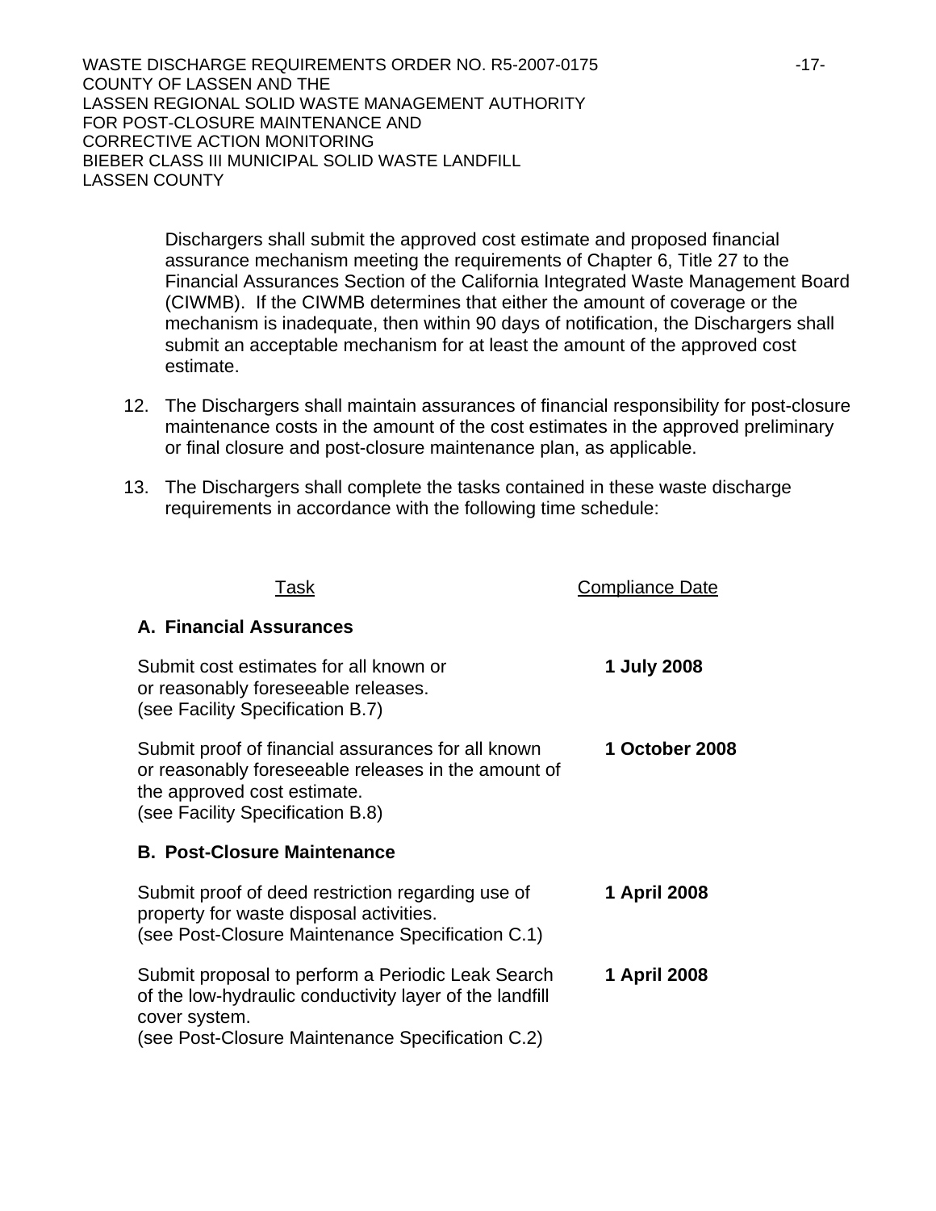Dischargers shall submit the approved cost estimate and proposed financial assurance mechanism meeting the requirements of Chapter 6, Title 27 to the Financial Assurances Section of the California Integrated Waste Management Board (CIWMB). If the CIWMB determines that either the amount of coverage or the mechanism is inadequate, then within 90 days of notification, the Dischargers shall submit an acceptable mechanism for at least the amount of the approved cost estimate.

12. The Dischargers shall maintain assurances of financial responsibility for post-closure maintenance costs in the amount of the cost estimates in the approved preliminary or final closure and post-closure maintenance plan, as applicable.

13. The Dischargers shall complete the tasks contained in these waste discharge requirements in accordance with the following time schedule:

| Task | Compliance Date |
|---|---|
| **A. Financial Assurances** | |
| Submit cost estimates for all known or or reasonably foreseeable releases. (see Facility Specification B.7) | **1 July 2008** |
| Submit proof of financial assurances for all known or reasonably foreseeable releases in the amount of the approved cost estimate. (see Facility Specification B.8) | **1 October 2008** |
| **B. Post-Closure Maintenance** | |
| Submit proof of deed restriction regarding use of property for waste disposal activities. (see Post-Closure Maintenance Specification C.1) | **1 April 2008** |
| Submit proposal to perform a Periodic Leak Search of the low-hydraulic conductivity layer of the landfill cover system. (see Post-Closure Maintenance Specification C.2) | **1 April 2008** |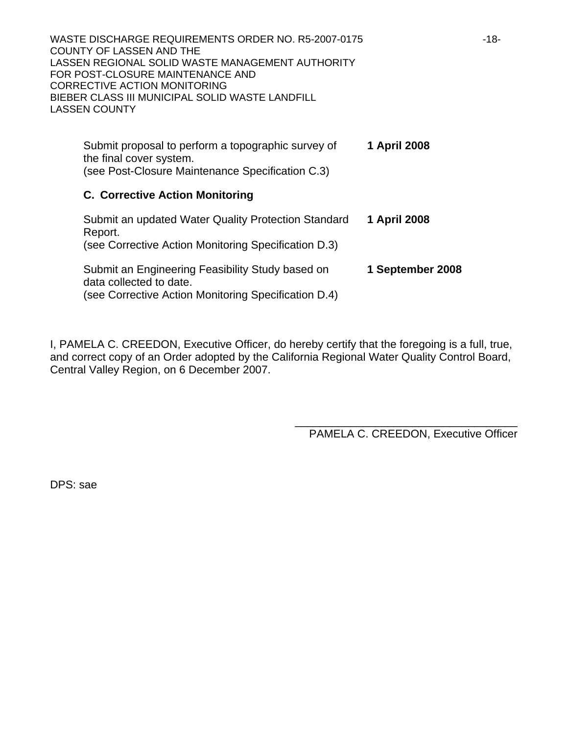| | |
|---|---|
| Submit proposal to perform a topographic survey of the final cover system. (see Post-Closure Maintenance Specification C.3) | **1 April 2008** |

**C. Corrective Action Monitoring**

| | |
|---|---|
| Submit an updated Water Quality Protection Standard Report. (see Corrective Action Monitoring Specification D.3) | **1 April 2008** |
| Submit an Engineering Feasibility Study based on data collected to date. (see Corrective Action Monitoring Specification D.4) | **1 September 2008** |

I, PAMELA C. CREEDON, Executive Officer, do hereby certify that the foregoing is a full, true, and correct copy of an Order adopted by the California Regional Water Quality Control Board, Central Valley Region, on 6 December 2007.

\_\_\_\_\_\_\_\_\_\_\_\_\_\_\_\_\_\_\_\_\_\_\_\_\_\_\_\_\_\_\_\_\_\_\_\_

PAMELA C. CREEDON, Executive Officer

DPS: sae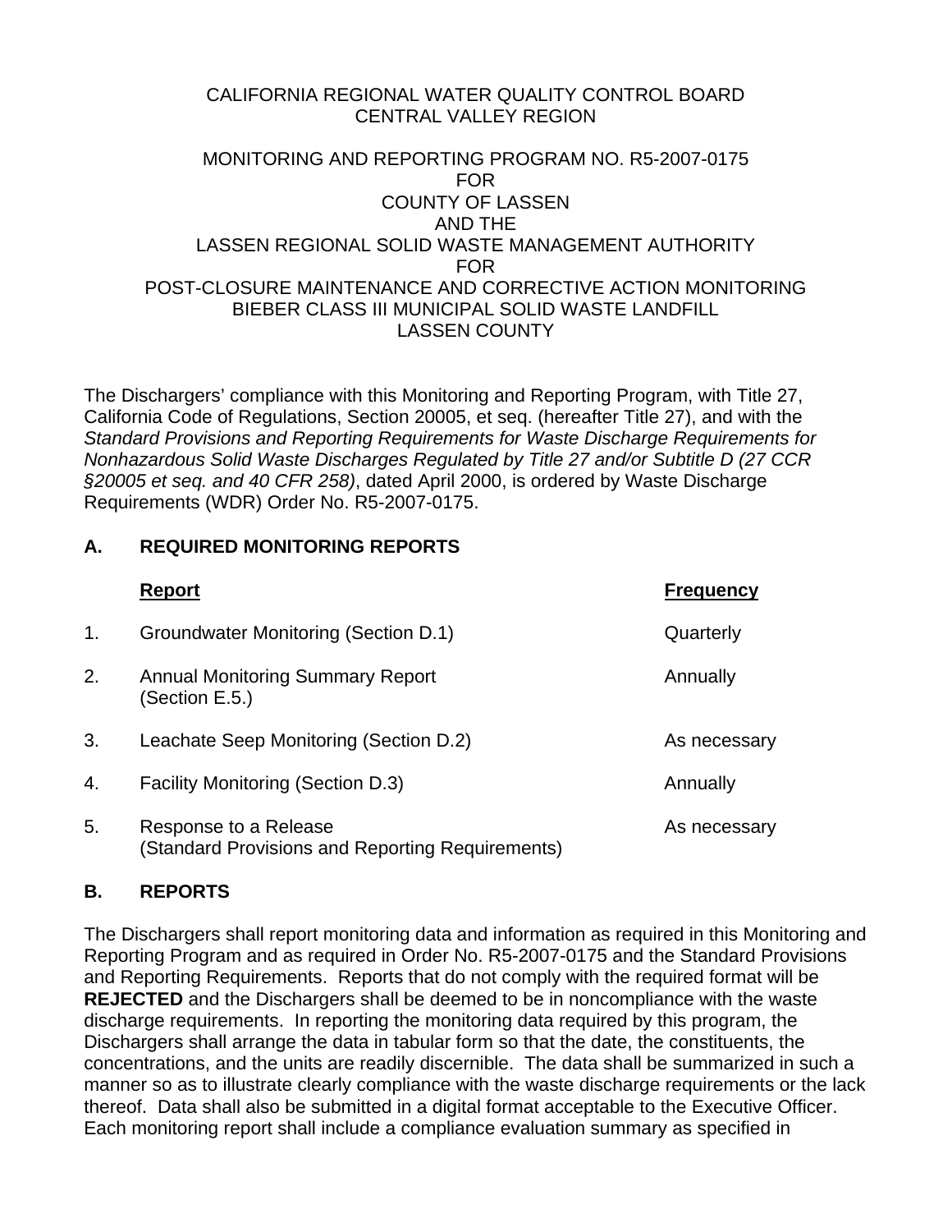CALIFORNIA REGIONAL WATER QUALITY CONTROL BOARD
CENTRAL VALLEY REGION

MONITORING AND REPORTING PROGRAM NO. R5-2007-0175
FOR
COUNTY OF LASSEN
AND THE
LASSEN REGIONAL SOLID WASTE MANAGEMENT AUTHORITY
FOR
POST-CLOSURE MAINTENANCE AND CORRECTIVE ACTION MONITORING
BIEBER CLASS III MUNICIPAL SOLID WASTE LANDFILL
LASSEN COUNTY

The Dischargers' compliance with this Monitoring and Reporting Program, with Title 27, California Code of Regulations, Section 20005, et seq. (hereafter Title 27), and with the *Standard Provisions and Reporting Requirements for Waste Discharge Requirements for Nonhazardous Solid Waste Discharges Regulated by Title 27 and/or Subtitle D (27 CCR §20005 et seq. and 40 CFR 258)*, dated April 2000, is ordered by Waste Discharge Requirements (WDR) Order No. R5-2007-0175.

## A. REQUIRED MONITORING REPORTS

| | Report | Frequency |
|---|---|---|
| 1. | Groundwater Monitoring (Section D.1) | Quarterly |
| 2. | Annual Monitoring Summary Report (Section E.5.) | Annually |
| 3. | Leachate Seep Monitoring (Section D.2) | As necessary |
| 4. | Facility Monitoring (Section D.3) | Annually |
| 5. | Response to a Release (Standard Provisions and Reporting Requirements) | As necessary |

## B. REPORTS

The Dischargers shall report monitoring data and information as required in this Monitoring and Reporting Program and as required in Order No. R5-2007-0175 and the Standard Provisions and Reporting Requirements. Reports that do not comply with the required format will be **REJECTED** and the Dischargers shall be deemed to be in noncompliance with the waste discharge requirements. In reporting the monitoring data required by this program, the Dischargers shall arrange the data in tabular form so that the date, the constituents, the concentrations, and the units are readily discernible. The data shall be summarized in such a manner so as to illustrate clearly compliance with the waste discharge requirements or the lack thereof. Data shall also be submitted in a digital format acceptable to the Executive Officer. Each monitoring report shall include a compliance evaluation summary as specified in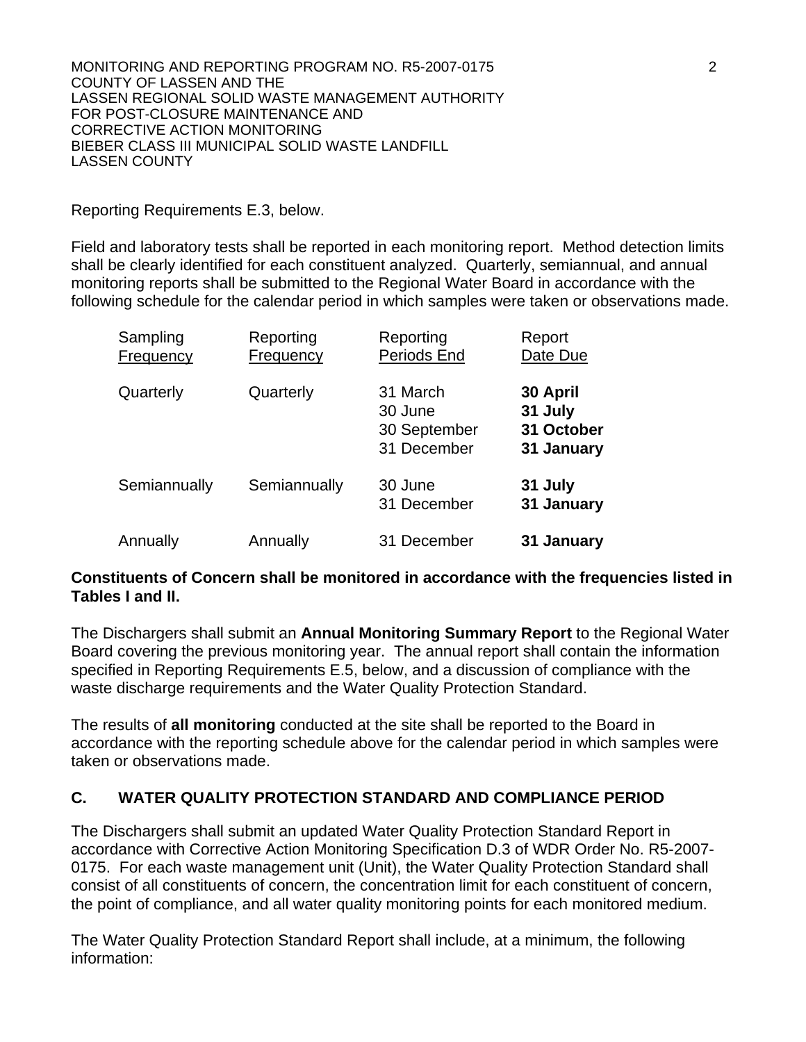Reporting Requirements E.3, below.

Field and laboratory tests shall be reported in each monitoring report. Method detection limits shall be clearly identified for each constituent analyzed. Quarterly, semiannual, and annual monitoring reports shall be submitted to the Regional Water Board in accordance with the following schedule for the calendar period in which samples were taken or observations made.

| Sampling Frequency | Reporting Frequency | Reporting Periods End | Report Date Due |
|---|---|---|---|
| Quarterly | Quarterly | 31 March<br>30 June<br>30 September<br>31 December | **30 April**<br>**31 July**<br>**31 October**<br>**31 January** |
| Semiannually | Semiannually | 30 June<br>31 December | **31 July**<br>**31 January** |
| Annually | Annually | 31 December | **31 January** |

**Constituents of Concern shall be monitored in accordance with the frequencies listed in Tables I and II.**

The Dischargers shall submit an **Annual Monitoring Summary Report** to the Regional Water Board covering the previous monitoring year. The annual report shall contain the information specified in Reporting Requirements E.5, below, and a discussion of compliance with the waste discharge requirements and the Water Quality Protection Standard.

The results of **all monitoring** conducted at the site shall be reported to the Board in accordance with the reporting schedule above for the calendar period in which samples were taken or observations made.

## C. WATER QUALITY PROTECTION STANDARD AND COMPLIANCE PERIOD

The Dischargers shall submit an updated Water Quality Protection Standard Report in accordance with Corrective Action Monitoring Specification D.3 of WDR Order No. R5-2007-0175. For each waste management unit (Unit), the Water Quality Protection Standard shall consist of all constituents of concern, the concentration limit for each constituent of concern, the point of compliance, and all water quality monitoring points for each monitored medium.

The Water Quality Protection Standard Report shall include, at a minimum, the following information: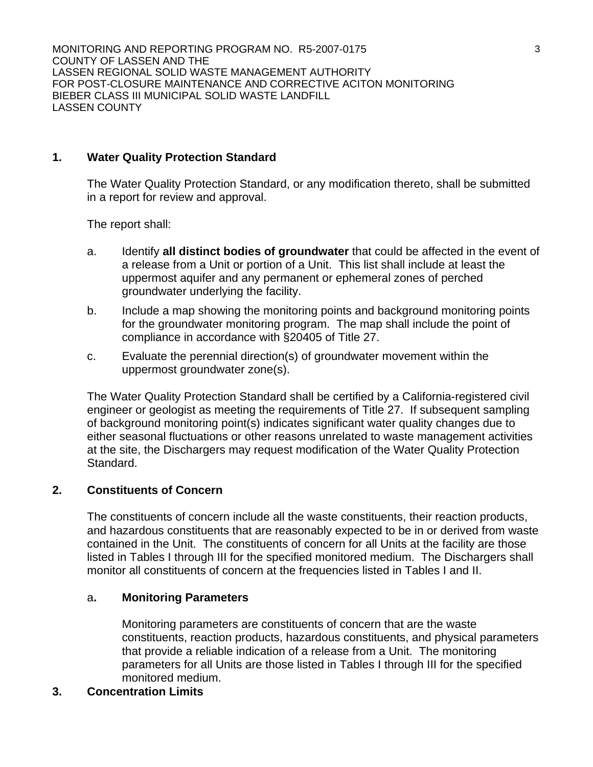1. **Water Quality Protection Standard**

The Water Quality Protection Standard, or any modification thereto, shall be submitted in a report for review and approval.

The report shall:

a. Identify **all distinct bodies of groundwater** that could be affected in the event of a release from a Unit or portion of a Unit. This list shall include at least the uppermost aquifer and any permanent or ephemeral zones of perched groundwater underlying the facility.

b. Include a map showing the monitoring points and background monitoring points for the groundwater monitoring program. The map shall include the point of compliance in accordance with §20405 of Title 27.

c. Evaluate the perennial direction(s) of groundwater movement within the uppermost groundwater zone(s).

The Water Quality Protection Standard shall be certified by a California-registered civil engineer or geologist as meeting the requirements of Title 27. If subsequent sampling of background monitoring point(s) indicates significant water quality changes due to either seasonal fluctuations or other reasons unrelated to waste management activities at the site, the Dischargers may request modification of the Water Quality Protection Standard.

2. **Constituents of Concern**

The constituents of concern include all the waste constituents, their reaction products, and hazardous constituents that are reasonably expected to be in or derived from waste contained in the Unit. The constituents of concern for all Units at the facility are those listed in Tables I through III for the specified monitored medium. The Dischargers shall monitor all constituents of concern at the frequencies listed in Tables I and II.

a**. Monitoring Parameters**

Monitoring parameters are constituents of concern that are the waste constituents, reaction products, hazardous constituents, and physical parameters that provide a reliable indication of a release from a Unit. The monitoring parameters for all Units are those listed in Tables I through III for the specified monitored medium.

3. **Concentration Limits**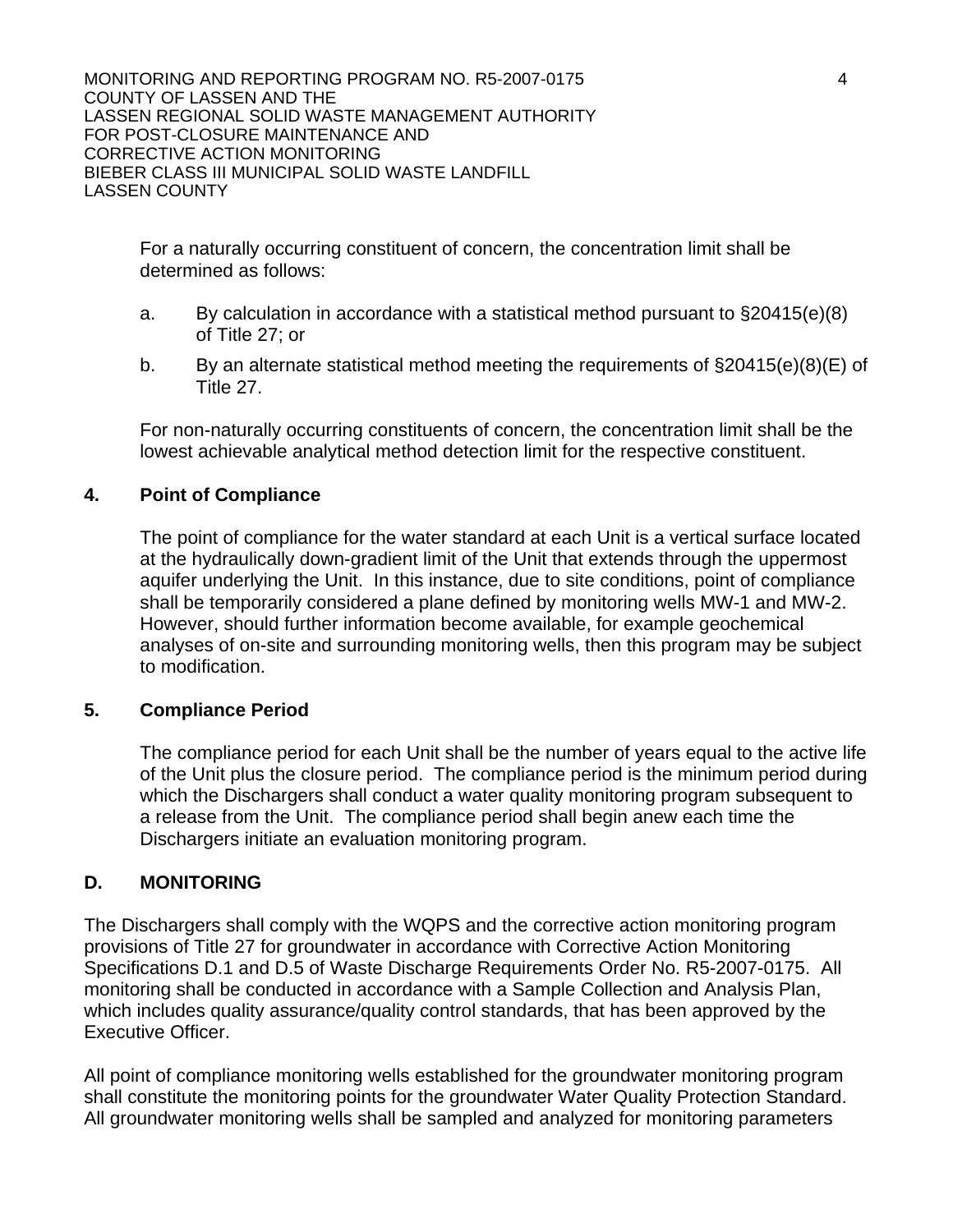For a naturally occurring constituent of concern, the concentration limit shall be determined as follows:

a. By calculation in accordance with a statistical method pursuant to §20415(e)(8) of Title 27; or

b. By an alternate statistical method meeting the requirements of §20415(e)(8)(E) of Title 27.

For non-naturally occurring constituents of concern, the concentration limit shall be the lowest achievable analytical method detection limit for the respective constituent.

### 4. Point of Compliance

The point of compliance for the water standard at each Unit is a vertical surface located at the hydraulically down-gradient limit of the Unit that extends through the uppermost aquifer underlying the Unit. In this instance, due to site conditions, point of compliance shall be temporarily considered a plane defined by monitoring wells MW-1 and MW-2. However, should further information become available, for example geochemical analyses of on-site and surrounding monitoring wells, then this program may be subject to modification.

### 5. Compliance Period

The compliance period for each Unit shall be the number of years equal to the active life of the Unit plus the closure period. The compliance period is the minimum period during which the Dischargers shall conduct a water quality monitoring program subsequent to a release from the Unit. The compliance period shall begin anew each time the Dischargers initiate an evaluation monitoring program.

## D. MONITORING

The Dischargers shall comply with the WQPS and the corrective action monitoring program provisions of Title 27 for groundwater in accordance with Corrective Action Monitoring Specifications D.1 and D.5 of Waste Discharge Requirements Order No. R5-2007-0175. All monitoring shall be conducted in accordance with a Sample Collection and Analysis Plan, which includes quality assurance/quality control standards, that has been approved by the Executive Officer.

All point of compliance monitoring wells established for the groundwater monitoring program shall constitute the monitoring points for the groundwater Water Quality Protection Standard. All groundwater monitoring wells shall be sampled and analyzed for monitoring parameters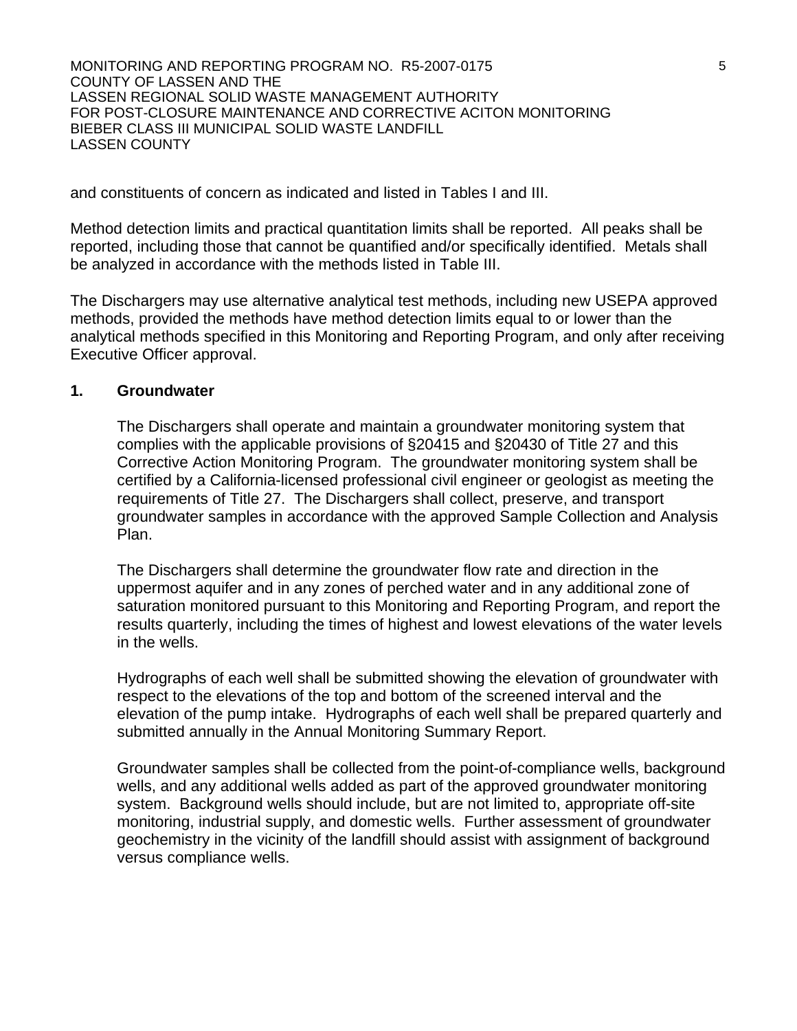and constituents of concern as indicated and listed in Tables I and III.

Method detection limits and practical quantitation limits shall be reported. All peaks shall be reported, including those that cannot be quantified and/or specifically identified. Metals shall be analyzed in accordance with the methods listed in Table III.

The Dischargers may use alternative analytical test methods, including new USEPA approved methods, provided the methods have method detection limits equal to or lower than the analytical methods specified in this Monitoring and Reporting Program, and only after receiving Executive Officer approval.

**1. Groundwater**

The Dischargers shall operate and maintain a groundwater monitoring system that complies with the applicable provisions of §20415 and §20430 of Title 27 and this Corrective Action Monitoring Program. The groundwater monitoring system shall be certified by a California-licensed professional civil engineer or geologist as meeting the requirements of Title 27. The Dischargers shall collect, preserve, and transport groundwater samples in accordance with the approved Sample Collection and Analysis Plan.

The Dischargers shall determine the groundwater flow rate and direction in the uppermost aquifer and in any zones of perched water and in any additional zone of saturation monitored pursuant to this Monitoring and Reporting Program, and report the results quarterly, including the times of highest and lowest elevations of the water levels in the wells.

Hydrographs of each well shall be submitted showing the elevation of groundwater with respect to the elevations of the top and bottom of the screened interval and the elevation of the pump intake. Hydrographs of each well shall be prepared quarterly and submitted annually in the Annual Monitoring Summary Report.

Groundwater samples shall be collected from the point-of-compliance wells, background wells, and any additional wells added as part of the approved groundwater monitoring system. Background wells should include, but are not limited to, appropriate off-site monitoring, industrial supply, and domestic wells. Further assessment of groundwater geochemistry in the vicinity of the landfill should assist with assignment of background versus compliance wells.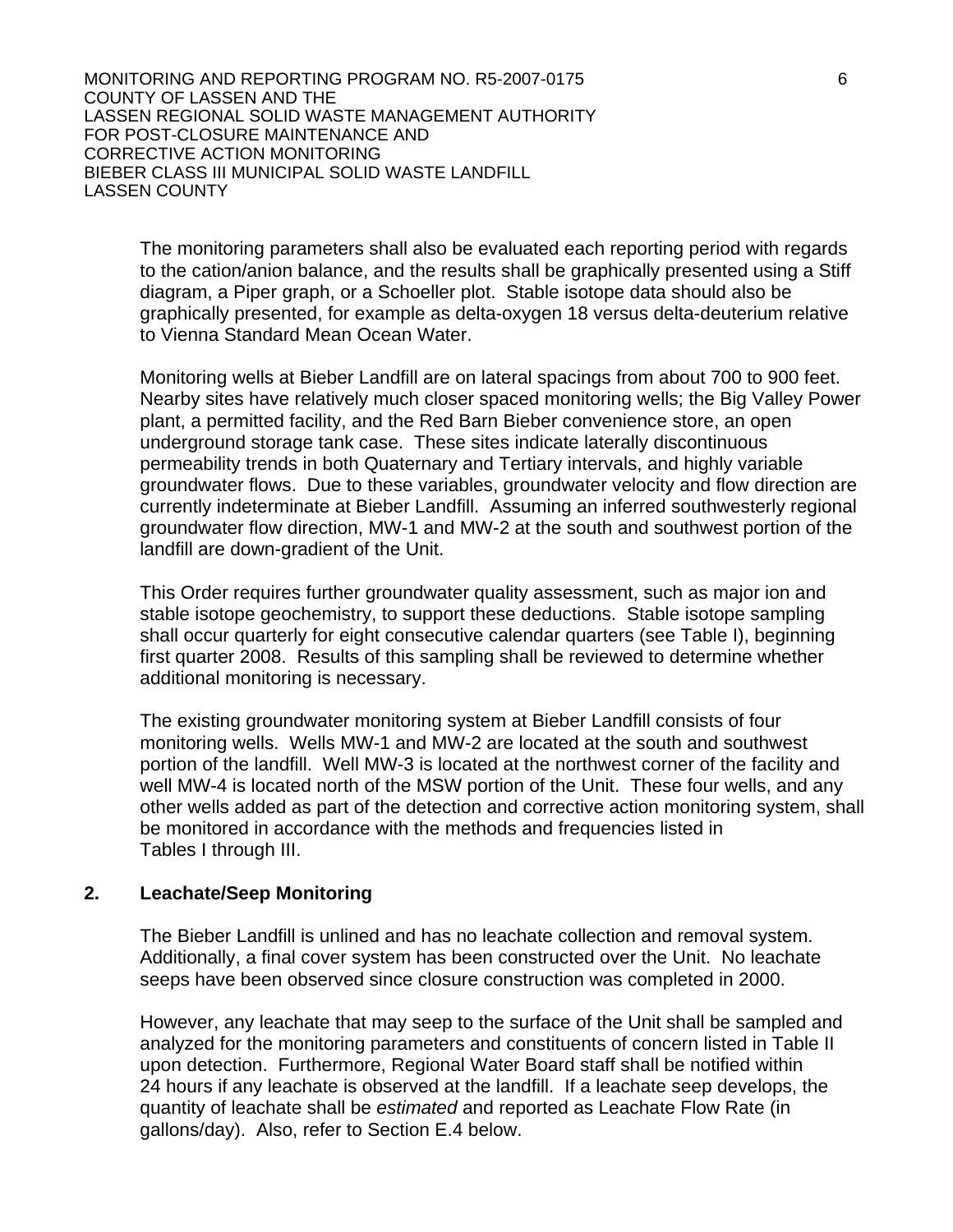The monitoring parameters shall also be evaluated each reporting period with regards to the cation/anion balance, and the results shall be graphically presented using a Stiff diagram, a Piper graph, or a Schoeller plot. Stable isotope data should also be graphically presented, for example as delta-oxygen 18 versus delta-deuterium relative to Vienna Standard Mean Ocean Water.

Monitoring wells at Bieber Landfill are on lateral spacings from about 700 to 900 feet. Nearby sites have relatively much closer spaced monitoring wells; the Big Valley Power plant, a permitted facility, and the Red Barn Bieber convenience store, an open underground storage tank case. These sites indicate laterally discontinuous permeability trends in both Quaternary and Tertiary intervals, and highly variable groundwater flows. Due to these variables, groundwater velocity and flow direction are currently indeterminate at Bieber Landfill. Assuming an inferred southwesterly regional groundwater flow direction, MW-1 and MW-2 at the south and southwest portion of the landfill are down-gradient of the Unit.

This Order requires further groundwater quality assessment, such as major ion and stable isotope geochemistry, to support these deductions. Stable isotope sampling shall occur quarterly for eight consecutive calendar quarters (see Table I), beginning first quarter 2008. Results of this sampling shall be reviewed to determine whether additional monitoring is necessary.

The existing groundwater monitoring system at Bieber Landfill consists of four monitoring wells. Wells MW-1 and MW-2 are located at the south and southwest portion of the landfill. Well MW-3 is located at the northwest corner of the facility and well MW-4 is located north of the MSW portion of the Unit. These four wells, and any other wells added as part of the detection and corrective action monitoring system, shall be monitored in accordance with the methods and frequencies listed in Tables I through III.

## 2. Leachate/Seep Monitoring

The Bieber Landfill is unlined and has no leachate collection and removal system. Additionally, a final cover system has been constructed over the Unit. No leachate seeps have been observed since closure construction was completed in 2000.

However, any leachate that may seep to the surface of the Unit shall be sampled and analyzed for the monitoring parameters and constituents of concern listed in Table II upon detection. Furthermore, Regional Water Board staff shall be notified within 24 hours if any leachate is observed at the landfill. If a leachate seep develops, the quantity of leachate shall be *estimated* and reported as Leachate Flow Rate (in gallons/day). Also, refer to Section E.4 below.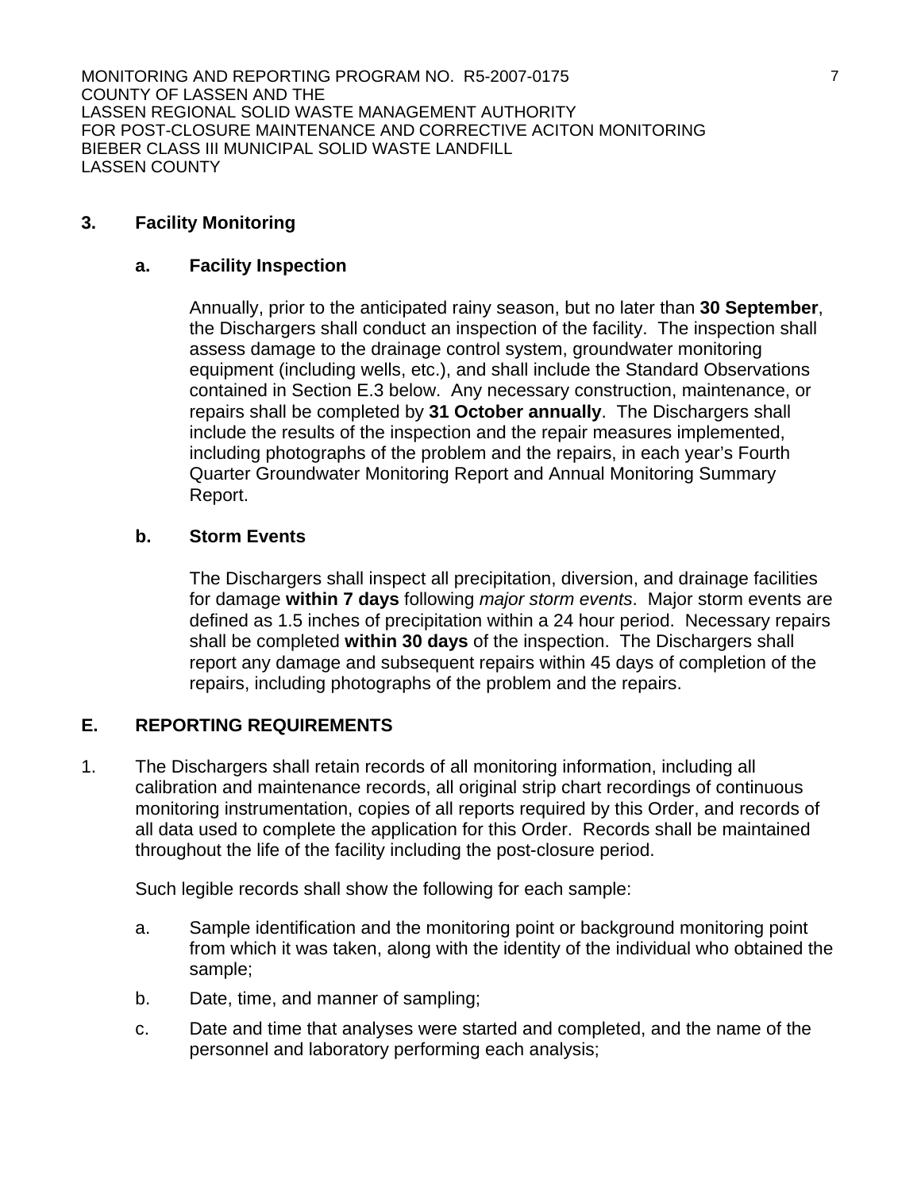### 3. Facility Monitoring

#### a. Facility Inspection

Annually, prior to the anticipated rainy season, but no later than **30 September**, the Dischargers shall conduct an inspection of the facility. The inspection shall assess damage to the drainage control system, groundwater monitoring equipment (including wells, etc.), and shall include the Standard Observations contained in Section E.3 below. Any necessary construction, maintenance, or repairs shall be completed by **31 October annually**. The Dischargers shall include the results of the inspection and the repair measures implemented, including photographs of the problem and the repairs, in each year's Fourth Quarter Groundwater Monitoring Report and Annual Monitoring Summary Report.

#### b. Storm Events

The Dischargers shall inspect all precipitation, diversion, and drainage facilities for damage **within 7 days** following *major storm events*. Major storm events are defined as 1.5 inches of precipitation within a 24 hour period. Necessary repairs shall be completed **within 30 days** of the inspection. The Dischargers shall report any damage and subsequent repairs within 45 days of completion of the repairs, including photographs of the problem and the repairs.

## E. REPORTING REQUIREMENTS

1. The Dischargers shall retain records of all monitoring information, including all calibration and maintenance records, all original strip chart recordings of continuous monitoring instrumentation, copies of all reports required by this Order, and records of all data used to complete the application for this Order. Records shall be maintained throughout the life of the facility including the post-closure period.

   Such legible records shall show the following for each sample:

   a. Sample identification and the monitoring point or background monitoring point from which it was taken, along with the identity of the individual who obtained the sample;

   b. Date, time, and manner of sampling;

   c. Date and time that analyses were started and completed, and the name of the personnel and laboratory performing each analysis;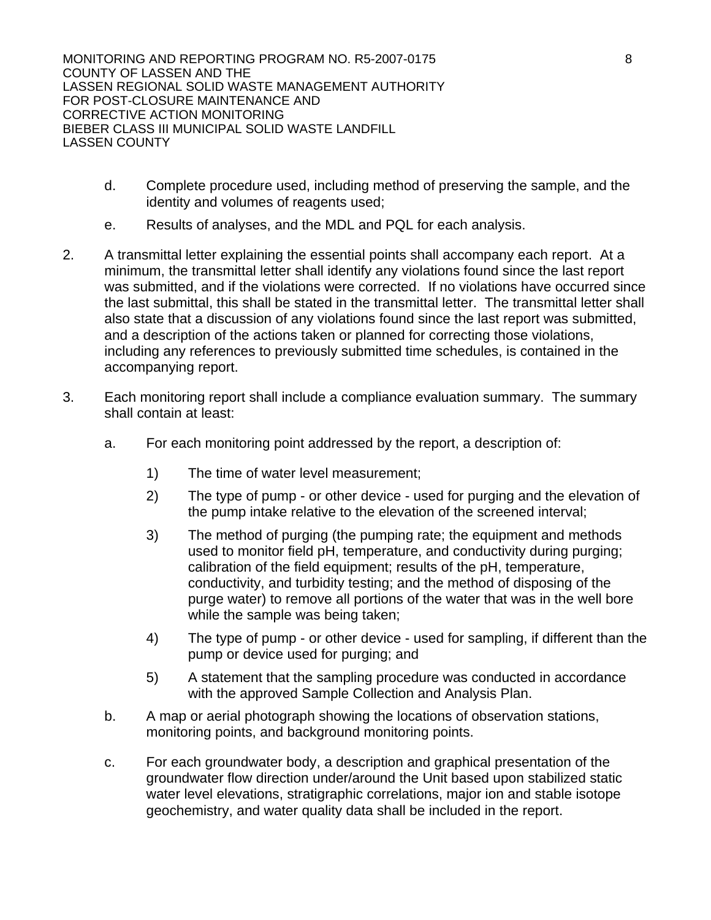d. Complete procedure used, including method of preserving the sample, and the identity and volumes of reagents used;

e. Results of analyses, and the MDL and PQL for each analysis.

2. A transmittal letter explaining the essential points shall accompany each report. At a minimum, the transmittal letter shall identify any violations found since the last report was submitted, and if the violations were corrected. If no violations have occurred since the last submittal, this shall be stated in the transmittal letter. The transmittal letter shall also state that a discussion of any violations found since the last report was submitted, and a description of the actions taken or planned for correcting those violations, including any references to previously submitted time schedules, is contained in the accompanying report.

3. Each monitoring report shall include a compliance evaluation summary. The summary shall contain at least:

   a. For each monitoring point addressed by the report, a description of:

      1) The time of water level measurement;

      2) The type of pump - or other device - used for purging and the elevation of the pump intake relative to the elevation of the screened interval;

      3) The method of purging (the pumping rate; the equipment and methods used to monitor field pH, temperature, and conductivity during purging; calibration of the field equipment; results of the pH, temperature, conductivity, and turbidity testing; and the method of disposing of the purge water) to remove all portions of the water that was in the well bore while the sample was being taken;

      4) The type of pump - or other device - used for sampling, if different than the pump or device used for purging; and

      5) A statement that the sampling procedure was conducted in accordance with the approved Sample Collection and Analysis Plan.

   b. A map or aerial photograph showing the locations of observation stations, monitoring points, and background monitoring points.

   c. For each groundwater body, a description and graphical presentation of the groundwater flow direction under/around the Unit based upon stabilized static water level elevations, stratigraphic correlations, major ion and stable isotope geochemistry, and water quality data shall be included in the report.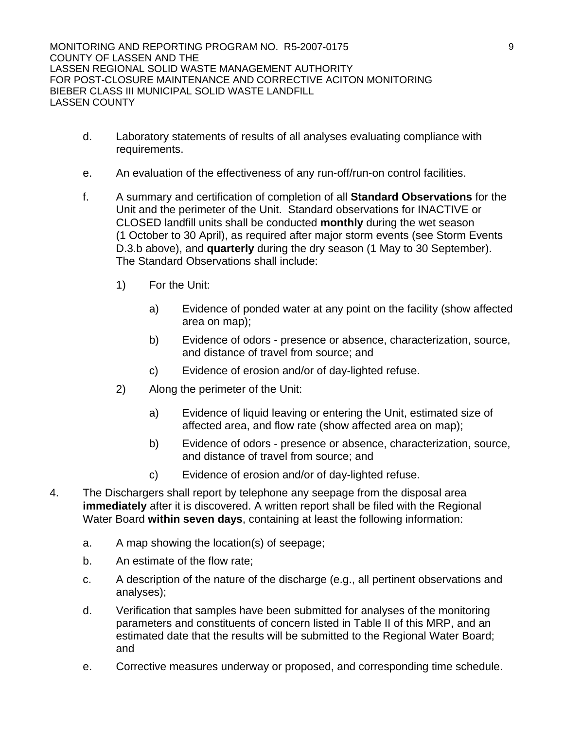d. Laboratory statements of results of all analyses evaluating compliance with requirements.

e. An evaluation of the effectiveness of any run-off/run-on control facilities.

f. A summary and certification of completion of all **Standard Observations** for the Unit and the perimeter of the Unit. Standard observations for INACTIVE or CLOSED landfill units shall be conducted **monthly** during the wet season (1 October to 30 April), as required after major storm events (see Storm Events D.3.b above), and **quarterly** during the dry season (1 May to 30 September). The Standard Observations shall include:

   1) For the Unit:

      a) Evidence of ponded water at any point on the facility (show affected area on map);

      b) Evidence of odors - presence or absence, characterization, source, and distance of travel from source; and

      c) Evidence of erosion and/or of day-lighted refuse.

   2) Along the perimeter of the Unit:

      a) Evidence of liquid leaving or entering the Unit, estimated size of affected area, and flow rate (show affected area on map);

      b) Evidence of odors - presence or absence, characterization, source, and distance of travel from source; and

      c) Evidence of erosion and/or of day-lighted refuse.

4. The Dischargers shall report by telephone any seepage from the disposal area **immediately** after it is discovered. A written report shall be filed with the Regional Water Board **within seven days**, containing at least the following information:

   a. A map showing the location(s) of seepage;

   b. An estimate of the flow rate;

   c. A description of the nature of the discharge (e.g., all pertinent observations and analyses);

   d. Verification that samples have been submitted for analyses of the monitoring parameters and constituents of concern listed in Table II of this MRP, and an estimated date that the results will be submitted to the Regional Water Board; and

   e. Corrective measures underway or proposed, and corresponding time schedule.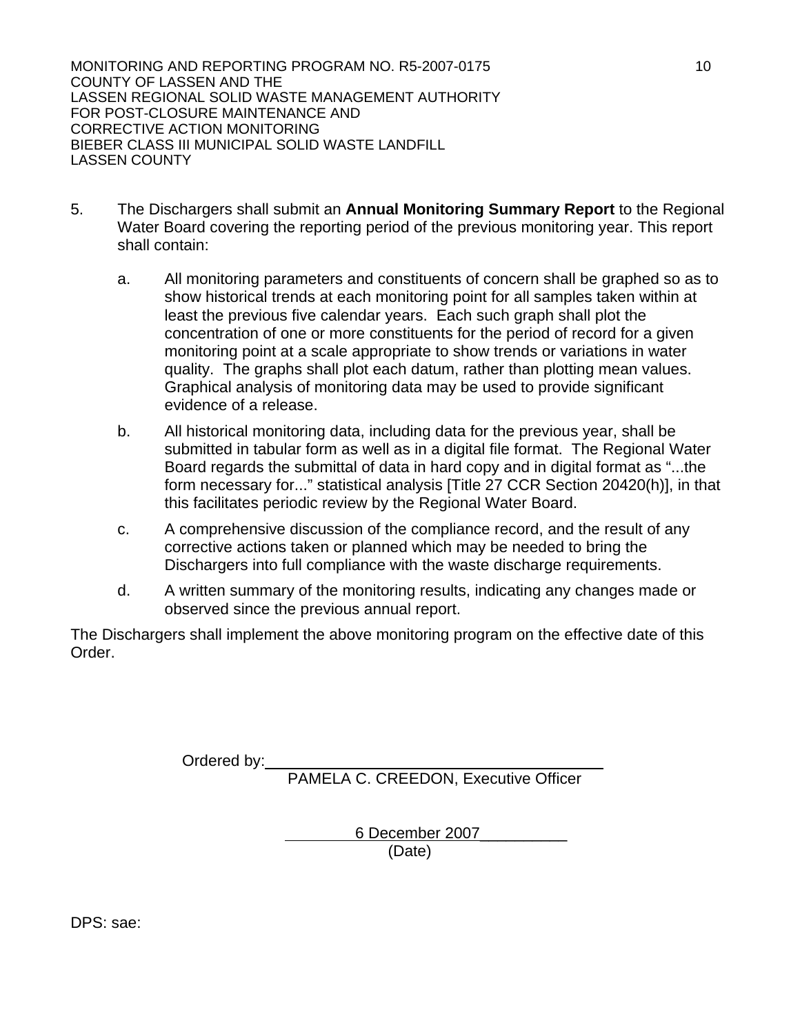5. The Dischargers shall submit an **Annual Monitoring Summary Report** to the Regional Water Board covering the reporting period of the previous monitoring year. This report shall contain:

   a. All monitoring parameters and constituents of concern shall be graphed so as to show historical trends at each monitoring point for all samples taken within at least the previous five calendar years. Each such graph shall plot the concentration of one or more constituents for the period of record for a given monitoring point at a scale appropriate to show trends or variations in water quality. The graphs shall plot each datum, rather than plotting mean values. Graphical analysis of monitoring data may be used to provide significant evidence of a release.

   b. All historical monitoring data, including data for the previous year, shall be submitted in tabular form as well as in a digital file format. The Regional Water Board regards the submittal of data in hard copy and in digital format as "...the form necessary for..." statistical analysis [Title 27 CCR Section 20420(h)], in that this facilitates periodic review by the Regional Water Board.

   c. A comprehensive discussion of the compliance record, and the result of any corrective actions taken or planned which may be needed to bring the Dischargers into full compliance with the waste discharge requirements.

   d. A written summary of the monitoring results, indicating any changes made or observed since the previous annual report.

The Dischargers shall implement the above monitoring program on the effective date of this Order.

Ordered by: ________________________________
PAMELA C. CREEDON, Executive Officer

6 December 2007__________
(Date)

DPS: sae: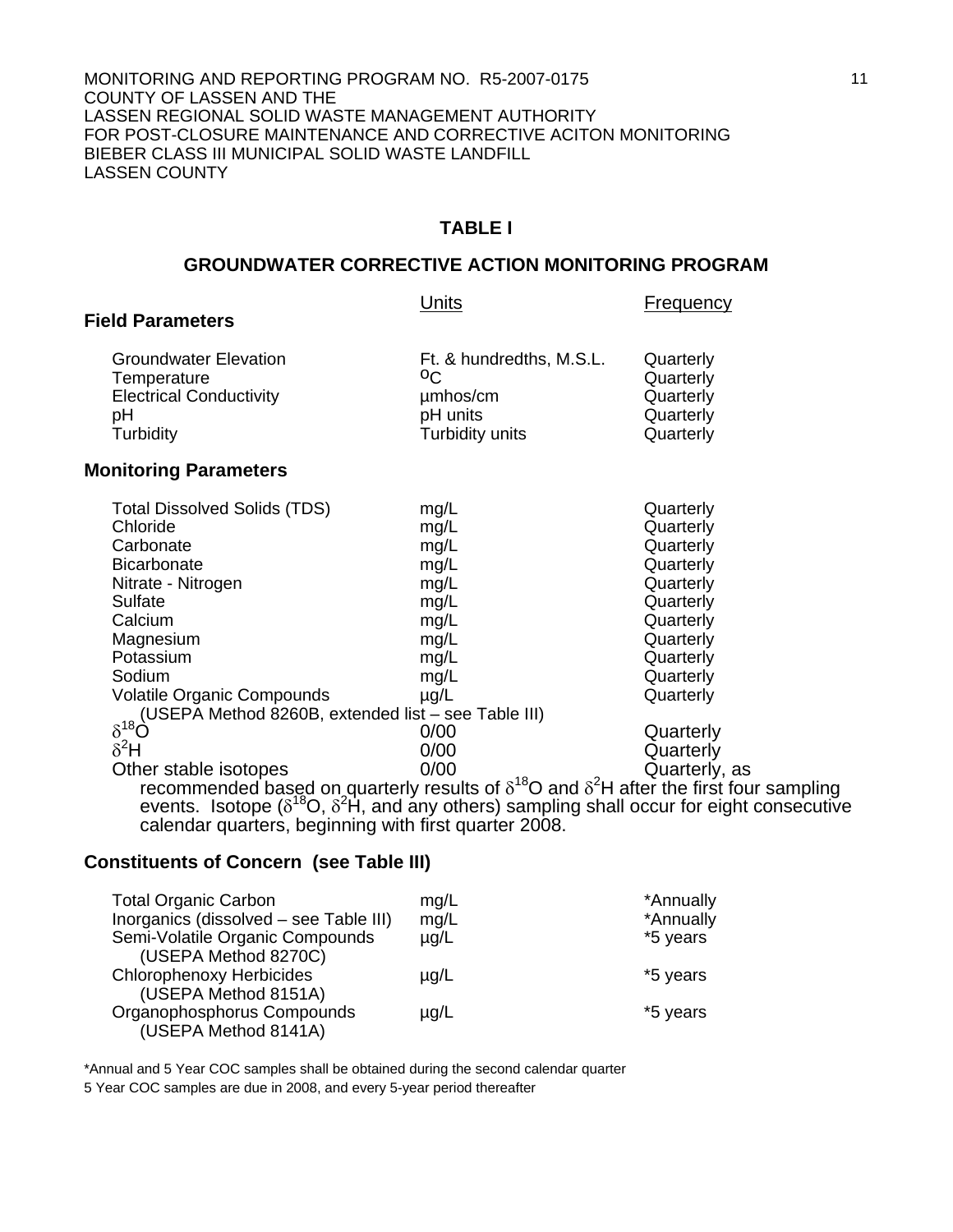MONITORING AND REPORTING PROGRAM NO. R5-2007-0175
COUNTY OF LASSEN AND THE
LASSEN REGIONAL SOLID WASTE MANAGEMENT AUTHORITY
FOR POST-CLOSURE MAINTENANCE AND CORRECTIVE ACITON MONITORING
BIEBER CLASS III MUNICIPAL SOLID WASTE LANDFILL
LASSEN COUNTY

## TABLE I

## GROUNDWATER CORRECTIVE ACTION MONITORING PROGRAM

| | Units | Frequency |
|---|---|---|
| **Field Parameters** | | |
| Groundwater Elevation | Ft. & hundredths, M.S.L. | Quarterly |
| Temperature | °C | Quarterly |
| Electrical Conductivity | µmhos/cm | Quarterly |
| pH | pH units | Quarterly |
| Turbidity | Turbidity units | Quarterly |
| **Monitoring Parameters** | | |
| Total Dissolved Solids (TDS) | mg/L | Quarterly |
| Chloride | mg/L | Quarterly |
| Carbonate | mg/L | Quarterly |
| Bicarbonate | mg/L | Quarterly |
| Nitrate - Nitrogen | mg/L | Quarterly |
| Sulfate | mg/L | Quarterly |
| Calcium | mg/L | Quarterly |
| Magnesium | mg/L | Quarterly |
| Potassium | mg/L | Quarterly |
| Sodium | mg/L | Quarterly |
| Volatile Organic Compounds (USEPA Method 8260B, extended list – see Table III) | µg/L | Quarterly |
| $\delta^{18}O$ | 0/00 | Quarterly |
| $\delta^{2}H$ | 0/00 | Quarterly |
| Other stable isotopes | 0/00 | Quarterly, as |

recommended based on quarterly results of $\delta^{18}O$ and $\delta^{2}H$ after the first four sampling events. Isotope ($\delta^{18}O$, $\delta^{2}H$, and any others) sampling shall occur for eight consecutive calendar quarters, beginning with first quarter 2008.

| **Constituents of Concern (see Table III)** | | |
|---|---|---|
| Total Organic Carbon | mg/L | *Annually |
| Inorganics (dissolved – see Table III) | mg/L | *Annually |
| Semi-Volatile Organic Compounds (USEPA Method 8270C) | µg/L | *5 years |
| Chlorophenoxy Herbicides (USEPA Method 8151A) | µg/L | *5 years |
| Organophosphorus Compounds (USEPA Method 8141A) | µg/L | *5 years |

*Annual and 5 Year COC samples shall be obtained during the second calendar quarter
5 Year COC samples are due in 2008, and every 5-year period thereafter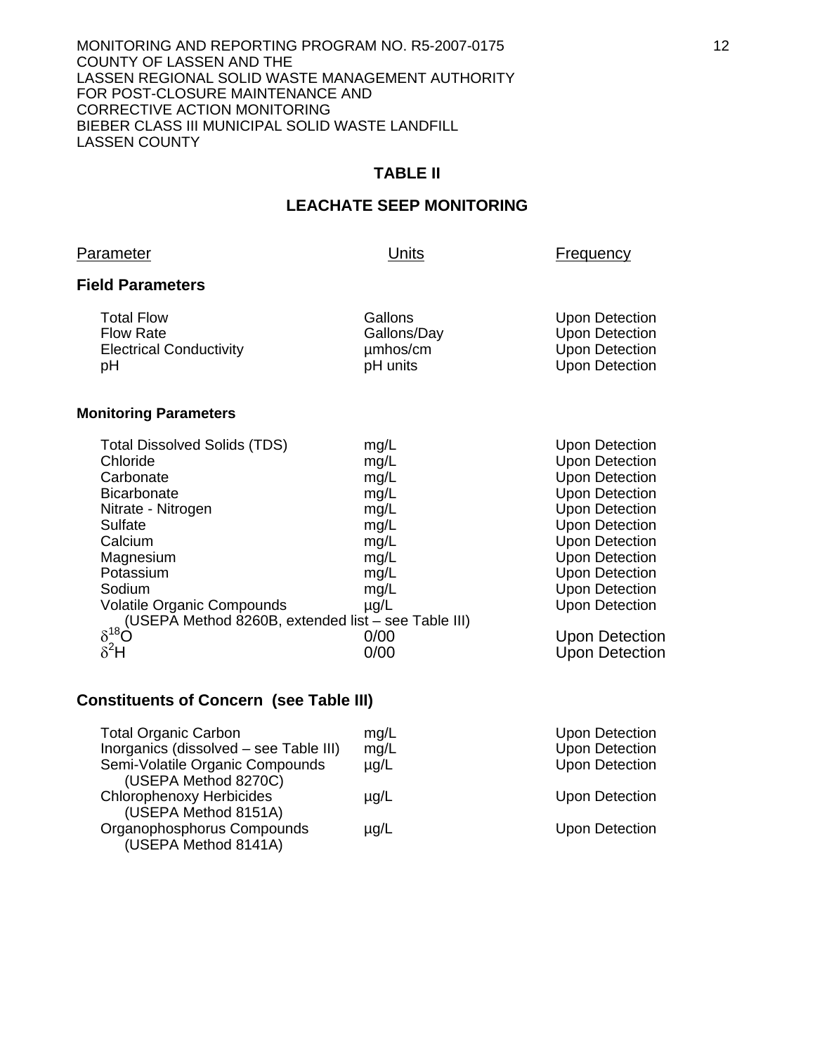## TABLE II

## LEACHATE SEEP MONITORING

| Parameter | Units | Frequency |
|---|---|---|
| **Field Parameters** | | |
| Total Flow | Gallons | Upon Detection |
| Flow Rate | Gallons/Day | Upon Detection |
| Electrical Conductivity | µmhos/cm | Upon Detection |
| pH | pH units | Upon Detection |
| **Monitoring Parameters** | | |
| Total Dissolved Solids (TDS) | mg/L | Upon Detection |
| Chloride | mg/L | Upon Detection |
| Carbonate | mg/L | Upon Detection |
| Bicarbonate | mg/L | Upon Detection |
| Nitrate - Nitrogen | mg/L | Upon Detection |
| Sulfate | mg/L | Upon Detection |
| Calcium | mg/L | Upon Detection |
| Magnesium | mg/L | Upon Detection |
| Potassium | mg/L | Upon Detection |
| Sodium | mg/L | Upon Detection |
| Volatile Organic Compounds (USEPA Method 8260B, extended list – see Table III) | µg/L | Upon Detection |
| $\delta^{18}O$ | 0/00 | Upon Detection |
| $\delta^{2}H$ | 0/00 | Upon Detection |
| **Constituents of Concern (see Table III)** | | |
| Total Organic Carbon | mg/L | Upon Detection |
| Inorganics (dissolved – see Table III) | mg/L | Upon Detection |
| Semi-Volatile Organic Compounds (USEPA Method 8270C) | µg/L | Upon Detection |
| Chlorophenoxy Herbicides (USEPA Method 8151A) | µg/L | Upon Detection |
| Organophosphorus Compounds (USEPA Method 8141A) | µg/L | Upon Detection |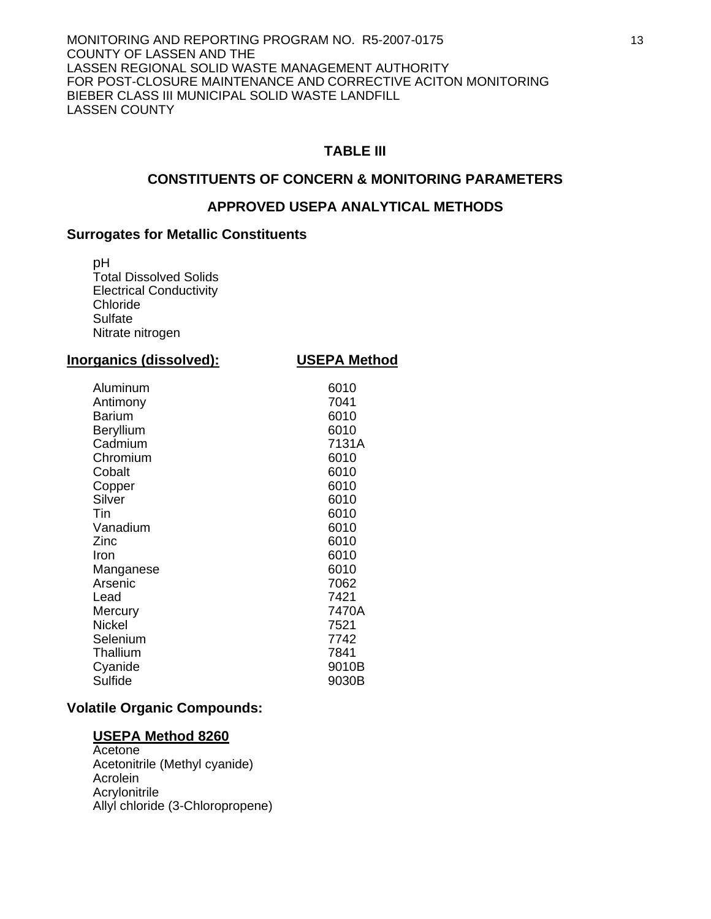## TABLE III

## CONSTITUENTS OF CONCERN & MONITORING PARAMETERS

## APPROVED USEPA ANALYTICAL METHODS

### Surrogates for Metallic Constituents

pH
Total Dissolved Solids
Electrical Conductivity
Chloride
Sulfate
Nitrate nitrogen

| Inorganics (dissolved): | USEPA Method |
|---|---|
| Aluminum | 6010 |
| Antimony | 7041 |
| Barium | 6010 |
| Beryllium | 6010 |
| Cadmium | 7131A |
| Chromium | 6010 |
| Cobalt | 6010 |
| Copper | 6010 |
| Silver | 6010 |
| Tin | 6010 |
| Vanadium | 6010 |
| Zinc | 6010 |
| Iron | 6010 |
| Manganese | 6010 |
| Arsenic | 7062 |
| Lead | 7421 |
| Mercury | 7470A |
| Nickel | 7521 |
| Selenium | 7742 |
| Thallium | 7841 |
| Cyanide | 9010B |
| Sulfide | 9030B |

### Volatile Organic Compounds:

**USEPA Method 8260**

Acetone
Acetonitrile (Methyl cyanide)
Acrolein
Acrylonitrile
Allyl chloride (3-Chloropropene)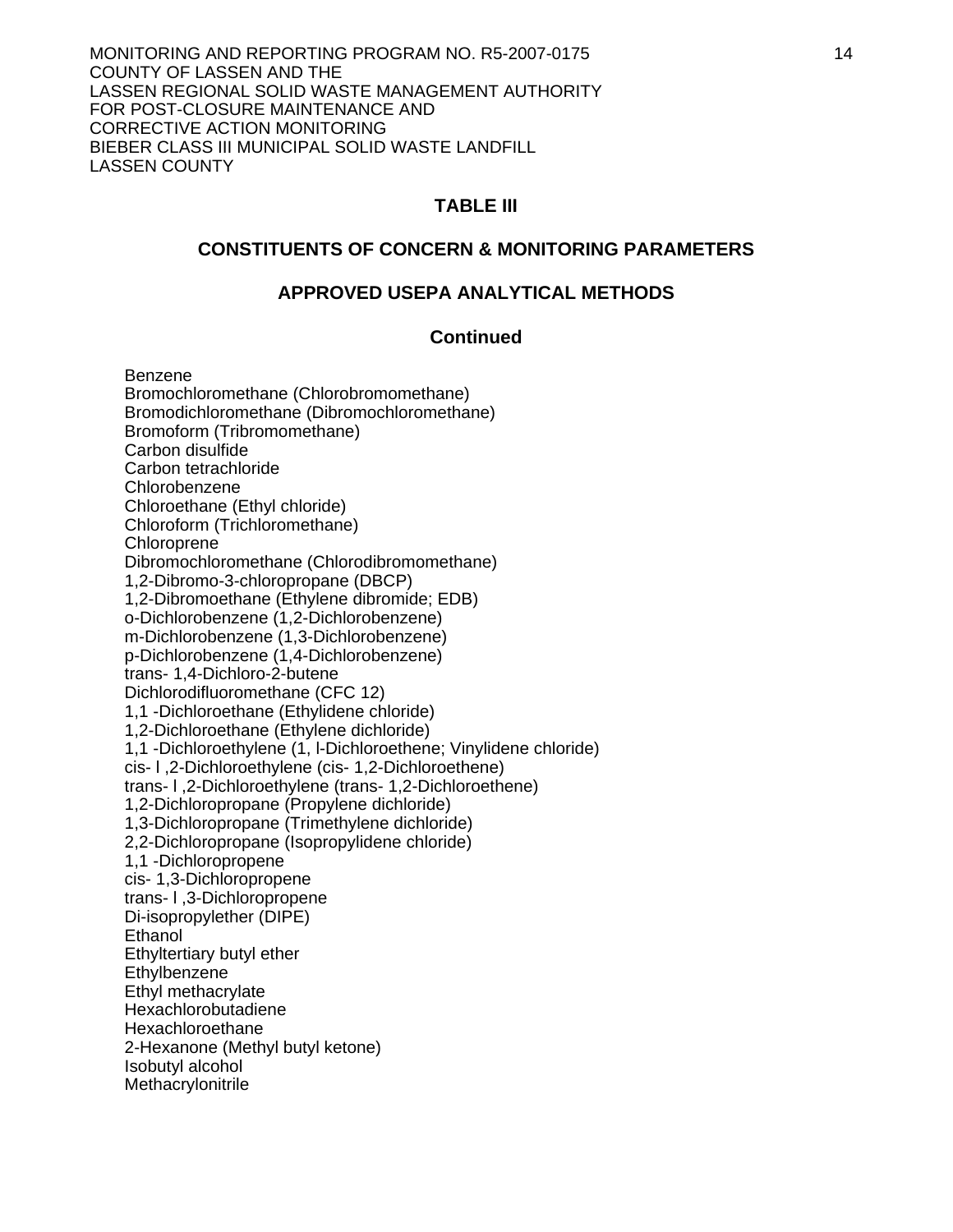### TABLE III

### CONSTITUENTS OF CONCERN & MONITORING PARAMETERS

### APPROVED USEPA ANALYTICAL METHODS

### Continued

Benzene
Bromochloromethane (Chlorobromomethane)
Bromodichloromethane (Dibromochloromethane)
Bromoform (Tribromomethane)
Carbon disulfide
Carbon tetrachloride
Chlorobenzene
Chloroethane (Ethyl chloride)
Chloroform (Trichloromethane)
Chloroprene
Dibromochloromethane (Chlorodibromomethane)
1,2-Dibromo-3-chloropropane (DBCP)
1,2-Dibromoethane (Ethylene dibromide; EDB)
o-Dichlorobenzene (1,2-Dichlorobenzene)
m-Dichlorobenzene (1,3-Dichlorobenzene)
p-Dichlorobenzene (1,4-Dichlorobenzene)
trans- 1,4-Dichloro-2-butene
Dichlorodifluoromethane (CFC 12)
1,1 -Dichloroethane (Ethylidene chloride)
1,2-Dichloroethane (Ethylene dichloride)
1,1 -Dichloroethylene (1, l-Dichloroethene; Vinylidene chloride)
cis- l ,2-Dichloroethylene (cis- 1,2-Dichloroethene)
trans- l ,2-Dichloroethylene (trans- 1,2-Dichloroethene)
1,2-Dichloropropane (Propylene dichloride)
1,3-Dichloropropane (Trimethylene dichloride)
2,2-Dichloropropane (Isopropylidene chloride)
1,1 -Dichloropropene
cis- 1,3-Dichloropropene
trans- l ,3-Dichloropropene
Di-isopropylether (DIPE)
Ethanol
Ethyltertiary butyl ether
Ethylbenzene
Ethyl methacrylate
Hexachlorobutadiene
Hexachloroethane
2-Hexanone (Methyl butyl ketone)
Isobutyl alcohol
Methacrylonitrile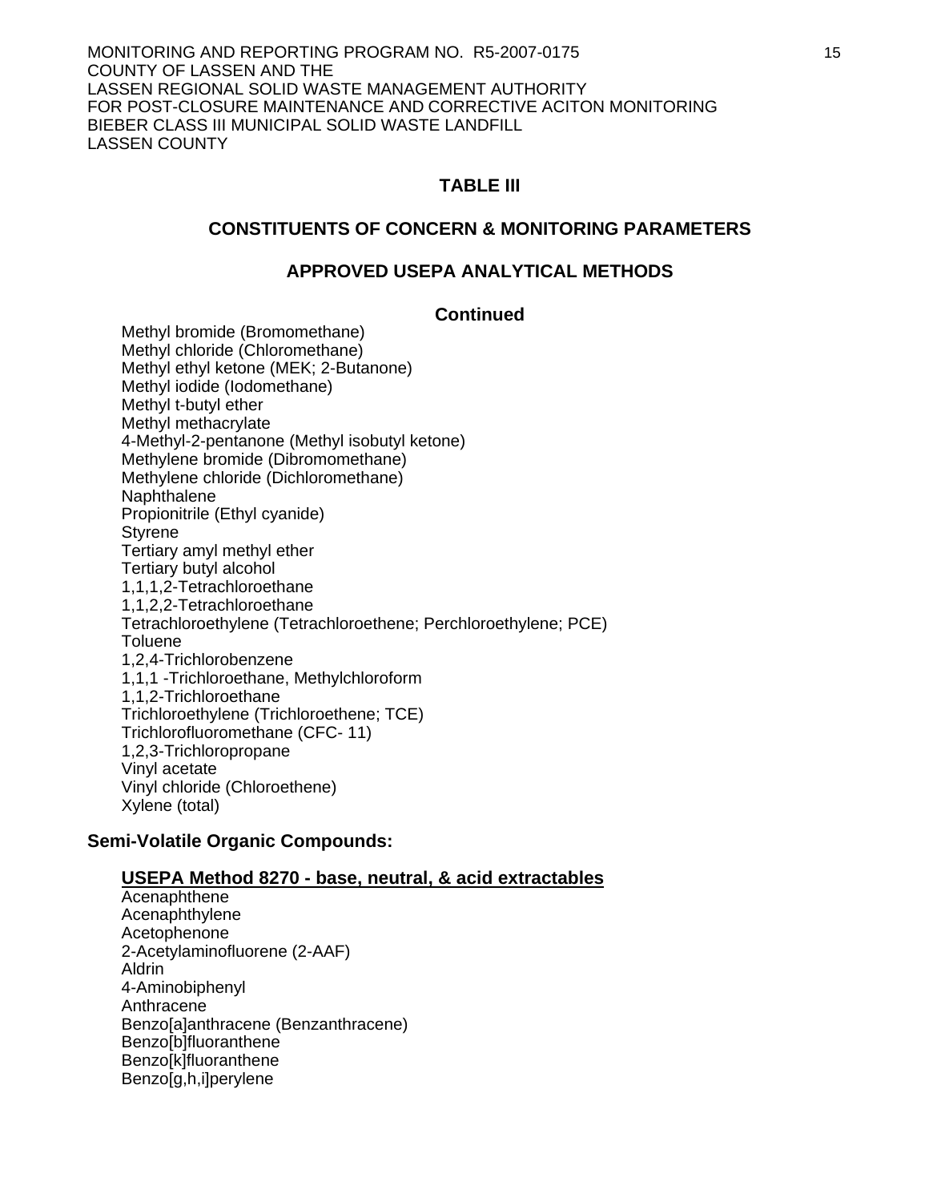## TABLE III

## CONSTITUENTS OF CONCERN & MONITORING PARAMETERS

## APPROVED USEPA ANALYTICAL METHODS

### Continued

Methyl bromide (Bromomethane)
Methyl chloride (Chloromethane)
Methyl ethyl ketone (MEK; 2-Butanone)
Methyl iodide (Iodomethane)
Methyl t-butyl ether
Methyl methacrylate
4-Methyl-2-pentanone (Methyl isobutyl ketone)
Methylene bromide (Dibromomethane)
Methylene chloride (Dichloromethane)
Naphthalene
Propionitrile (Ethyl cyanide)
Styrene
Tertiary amyl methyl ether
Tertiary butyl alcohol
1,1,1,2-Tetrachloroethane
1,1,2,2-Tetrachloroethane
Tetrachloroethylene (Tetrachloroethene; Perchloroethylene; PCE)
Toluene
1,2,4-Trichlorobenzene
1,1,1 -Trichloroethane, Methylchloroform
1,1,2-Trichloroethane
Trichloroethylene (Trichloroethene; TCE)
Trichlorofluoromethane (CFC- 11)
1,2,3-Trichloropropane
Vinyl acetate
Vinyl chloride (Chloroethene)
Xylene (total)

**Semi-Volatile Organic Compounds:**

**USEPA Method 8270 - base, neutral, & acid extractables**

Acenaphthene
Acenaphthylene
Acetophenone
2-Acetylaminofluorene (2-AAF)
Aldrin
4-Aminobiphenyl
Anthracene
Benzo[a]anthracene (Benzanthracene)
Benzo[b]fluoranthene
Benzo[k]fluoranthene
Benzo[g,h,i]perylene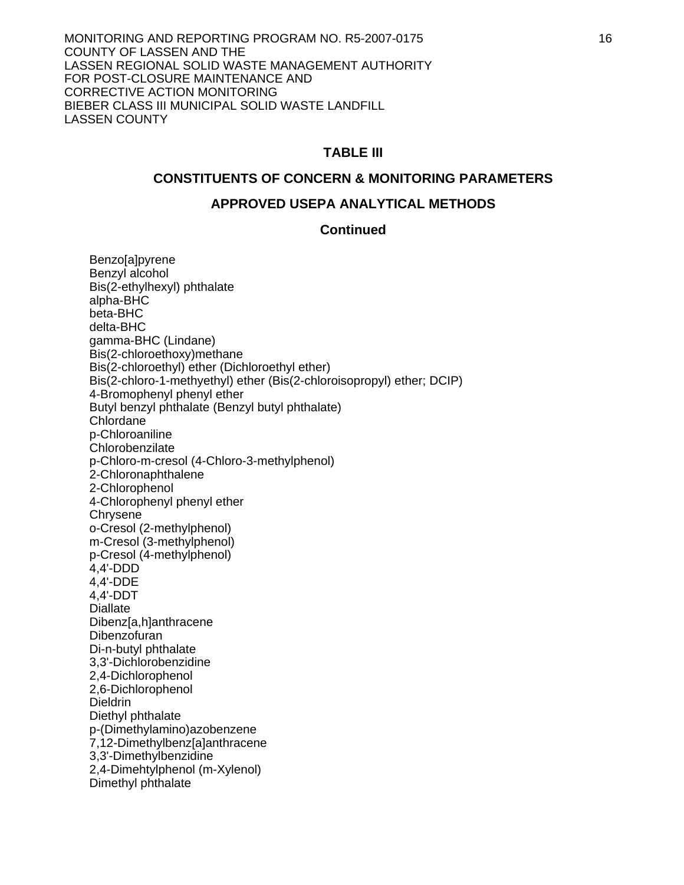**TABLE III**

**CONSTITUENTS OF CONCERN & MONITORING PARAMETERS**

**APPROVED USEPA ANALYTICAL METHODS**

**Continued**

Benzo[a]pyrene
Benzyl alcohol
Bis(2-ethylhexyl) phthalate
alpha-BHC
beta-BHC
delta-BHC
gamma-BHC (Lindane)
Bis(2-chloroethoxy)methane
Bis(2-chloroethyl) ether (Dichloroethyl ether)
Bis(2-chloro-1-methyethyl) ether (Bis(2-chloroisopropyl) ether; DCIP)
4-Bromophenyl phenyl ether
Butyl benzyl phthalate (Benzyl butyl phthalate)
Chlordane
p-Chloroaniline
Chlorobenzilate
p-Chloro-m-cresol (4-Chloro-3-methylphenol)
2-Chloronaphthalene
2-Chlorophenol
4-Chlorophenyl phenyl ether
Chrysene
o-Cresol (2-methylphenol)
m-Cresol (3-methylphenol)
p-Cresol (4-methylphenol)
4,4'-DDD
4,4'-DDE
4,4'-DDT
Diallate
Dibenz[a,h]anthracene
Dibenzofuran
Di-n-butyl phthalate
3,3'-Dichlorobenzidine
2,4-Dichlorophenol
2,6-Dichlorophenol
Dieldrin
Diethyl phthalate
p-(Dimethylamino)azobenzene
7,12-Dimethylbenz[a]anthracene
3,3'-Dimethylbenzidine
2,4-Dimehtylphenol (m-Xylenol)
Dimethyl phthalate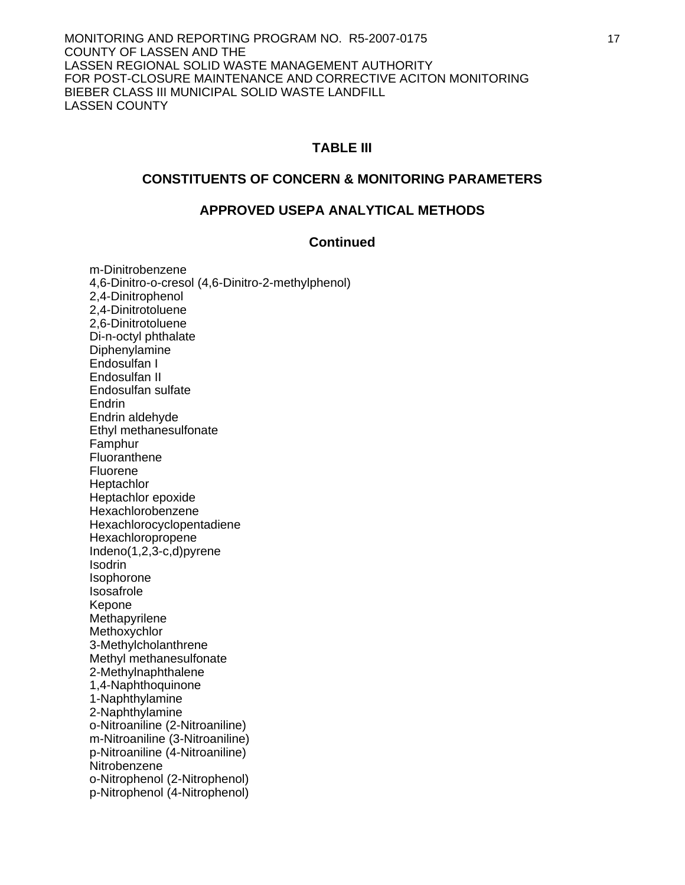## TABLE III

## CONSTITUENTS OF CONCERN & MONITORING PARAMETERS

## APPROVED USEPA ANALYTICAL METHODS

## Continued

m-Dinitrobenzene
4,6-Dinitro-o-cresol (4,6-Dinitro-2-methylphenol)
2,4-Dinitrophenol
2,4-Dinitrotoluene
2,6-Dinitrotoluene
Di-n-octyl phthalate
Diphenylamine
Endosulfan I
Endosulfan II
Endosulfan sulfate
Endrin
Endrin aldehyde
Ethyl methanesulfonate
Famphur
Fluoranthene
Fluorene
Heptachlor
Heptachlor epoxide
Hexachlorobenzene
Hexachlorocyclopentadiene
Hexachloropropene
Indeno(1,2,3-c,d)pyrene
Isodrin
Isophorone
Isosafrole
Kepone
Methapyrilene
Methoxychlor
3-Methylcholanthrene
Methyl methanesulfonate
2-Methylnaphthalene
1,4-Naphthoquinone
1-Naphthylamine
2-Naphthylamine
o-Nitroaniline (2-Nitroaniline)
m-Nitroaniline (3-Nitroaniline)
p-Nitroaniline (4-Nitroaniline)
Nitrobenzene
o-Nitrophenol (2-Nitrophenol)
p-Nitrophenol (4-Nitrophenol)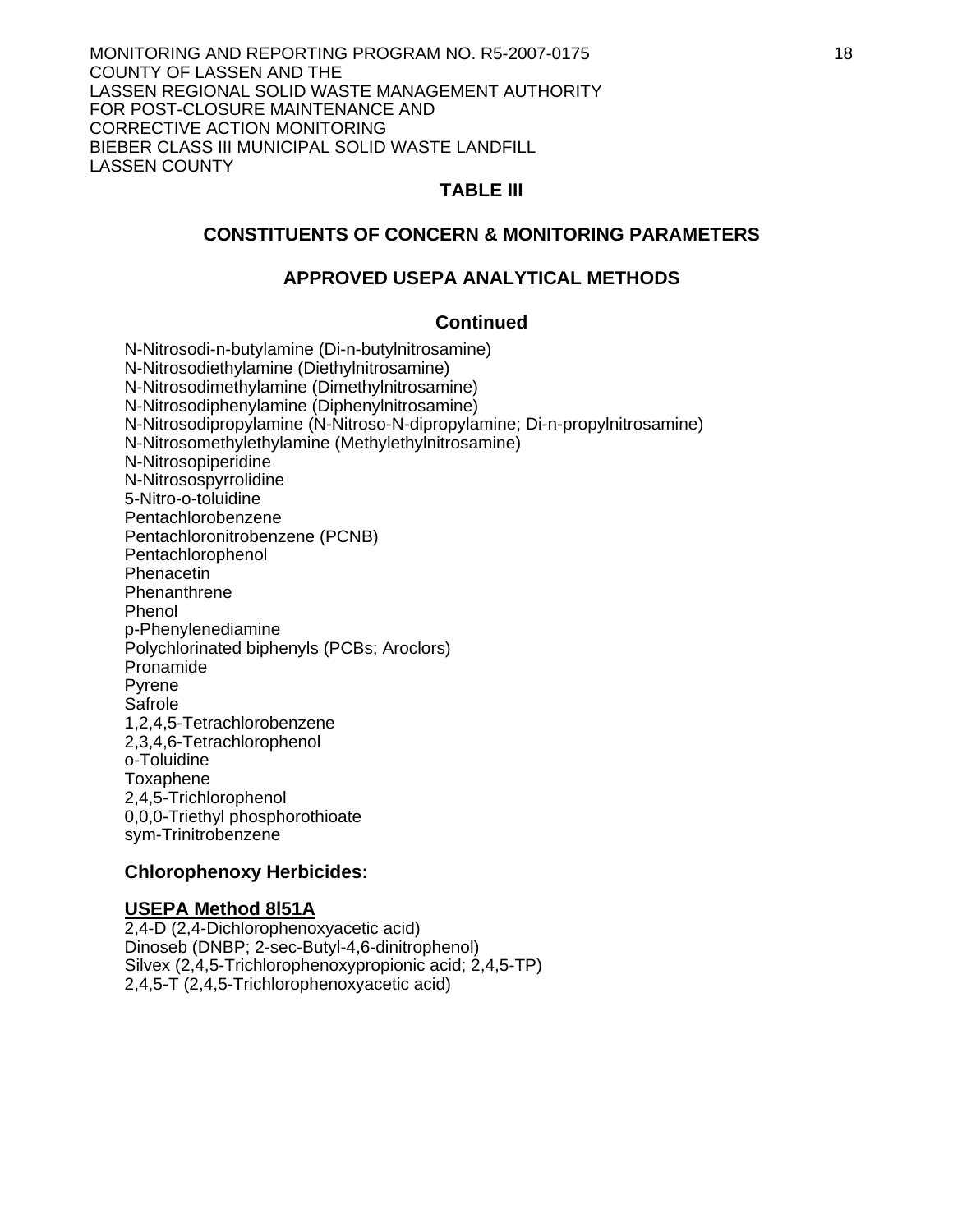## TABLE III

### CONSTITUENTS OF CONCERN & MONITORING PARAMETERS

### APPROVED USEPA ANALYTICAL METHODS

### Continued

N-Nitrosodi-n-butylamine (Di-n-butylnitrosamine)
N-Nitrosodiethylamine (Diethylnitrosamine)
N-Nitrosodimethylamine (Dimethylnitrosamine)
N-Nitrosodiphenylamine (Diphenylnitrosamine)
N-Nitrosodipropylamine (N-Nitroso-N-dipropylamine; Di-n-propylnitrosamine)
N-Nitrosomethylethylamine (Methylethylnitrosamine)
N-Nitrosopiperidine
N-Nitrosospyrrolidine
5-Nitro-o-toluidine
Pentachlorobenzene
Pentachloronitrobenzene (PCNB)
Pentachlorophenol
Phenacetin
Phenanthrene
Phenol
p-Phenylenediamine
Polychlorinated biphenyls (PCBs; Aroclors)
Pronamide
Pyrene
Safrole
1,2,4,5-Tetrachlorobenzene
2,3,4,6-Tetrachlorophenol
o-Toluidine
Toxaphene
2,4,5-Trichlorophenol
0,0,0-Triethyl phosphorothioate
sym-Trinitrobenzene

**Chlorophenoxy Herbicides:**

**<u>USEPA Method 8l51A</u>**

2,4-D (2,4-Dichlorophenoxyacetic acid)
Dinoseb (DNBP; 2-sec-Butyl-4,6-dinitrophenol)
Silvex (2,4,5-Trichlorophenoxypropionic acid; 2,4,5-TP)
2,4,5-T (2,4,5-Trichlorophenoxyacetic acid)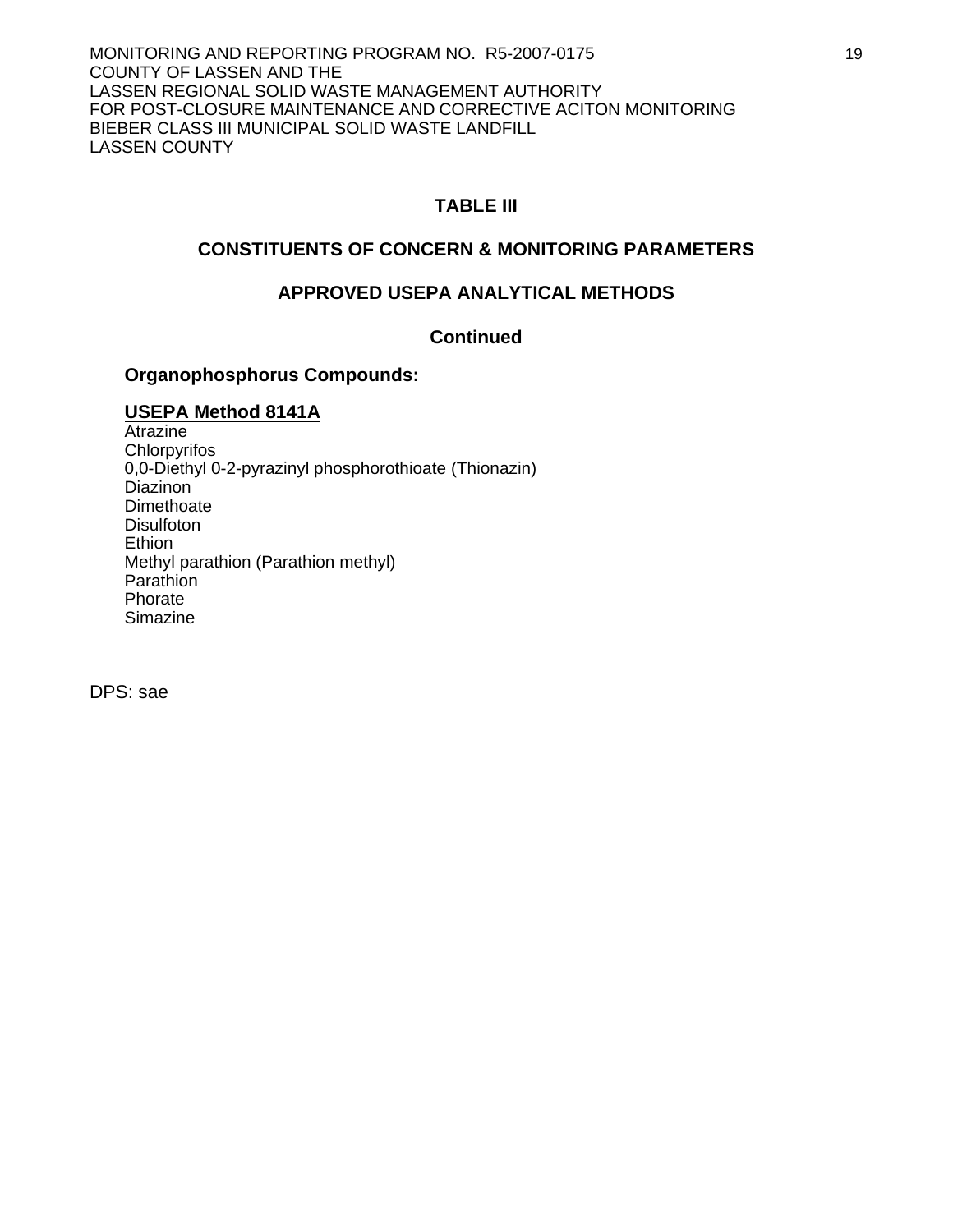## TABLE III

## CONSTITUENTS OF CONCERN & MONITORING PARAMETERS

## APPROVED USEPA ANALYTICAL METHODS

## Continued

### Organophosphorus Compounds:

**USEPA Method 8141A**

Atrazine
Chlorpyrifos
0,0-Diethyl 0-2-pyrazinyl phosphorothioate (Thionazin)
Diazinon
Dimethoate
Disulfoton
Ethion
Methyl parathion (Parathion methyl)
Parathion
Phorate
Simazine

DPS: sae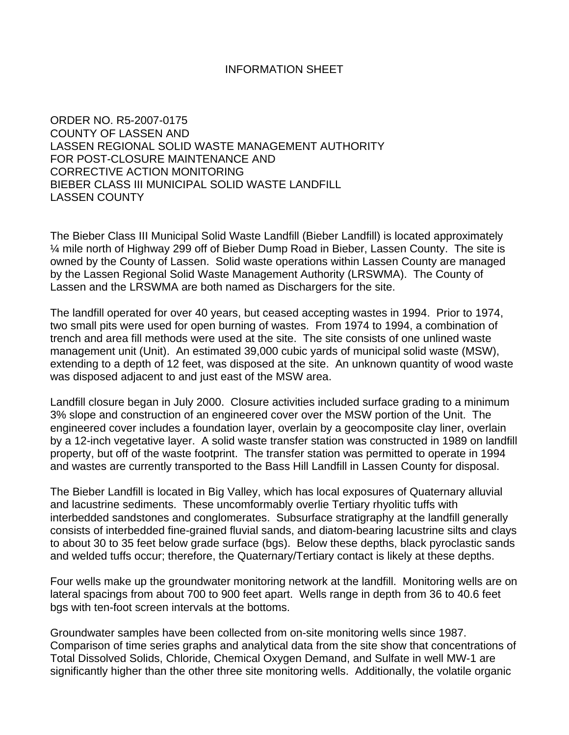# INFORMATION SHEET

ORDER NO. R5-2007-0175
COUNTY OF LASSEN AND
LASSEN REGIONAL SOLID WASTE MANAGEMENT AUTHORITY
FOR POST-CLOSURE MAINTENANCE AND
CORRECTIVE ACTION MONITORING
BIEBER CLASS III MUNICIPAL SOLID WASTE LANDFILL
LASSEN COUNTY

The Bieber Class III Municipal Solid Waste Landfill (Bieber Landfill) is located approximately ¼ mile north of Highway 299 off of Bieber Dump Road in Bieber, Lassen County. The site is owned by the County of Lassen. Solid waste operations within Lassen County are managed by the Lassen Regional Solid Waste Management Authority (LRSWMA). The County of Lassen and the LRSWMA are both named as Dischargers for the site.

The landfill operated for over 40 years, but ceased accepting wastes in 1994. Prior to 1974, two small pits were used for open burning of wastes. From 1974 to 1994, a combination of trench and area fill methods were used at the site. The site consists of one unlined waste management unit (Unit). An estimated 39,000 cubic yards of municipal solid waste (MSW), extending to a depth of 12 feet, was disposed at the site. An unknown quantity of wood waste was disposed adjacent to and just east of the MSW area.

Landfill closure began in July 2000. Closure activities included surface grading to a minimum 3% slope and construction of an engineered cover over the MSW portion of the Unit. The engineered cover includes a foundation layer, overlain by a geocomposite clay liner, overlain by a 12-inch vegetative layer. A solid waste transfer station was constructed in 1989 on landfill property, but off of the waste footprint. The transfer station was permitted to operate in 1994 and wastes are currently transported to the Bass Hill Landfill in Lassen County for disposal.

The Bieber Landfill is located in Big Valley, which has local exposures of Quaternary alluvial and lacustrine sediments. These uncomformably overlie Tertiary rhyolitic tuffs with interbedded sandstones and conglomerates. Subsurface stratigraphy at the landfill generally consists of interbedded fine-grained fluvial sands, and diatom-bearing lacustrine silts and clays to about 30 to 35 feet below grade surface (bgs). Below these depths, black pyroclastic sands and welded tuffs occur; therefore, the Quaternary/Tertiary contact is likely at these depths.

Four wells make up the groundwater monitoring network at the landfill. Monitoring wells are on lateral spacings from about 700 to 900 feet apart. Wells range in depth from 36 to 40.6 feet bgs with ten-foot screen intervals at the bottoms.

Groundwater samples have been collected from on-site monitoring wells since 1987. Comparison of time series graphs and analytical data from the site show that concentrations of Total Dissolved Solids, Chloride, Chemical Oxygen Demand, and Sulfate in well MW-1 are significantly higher than the other three site monitoring wells. Additionally, the volatile organic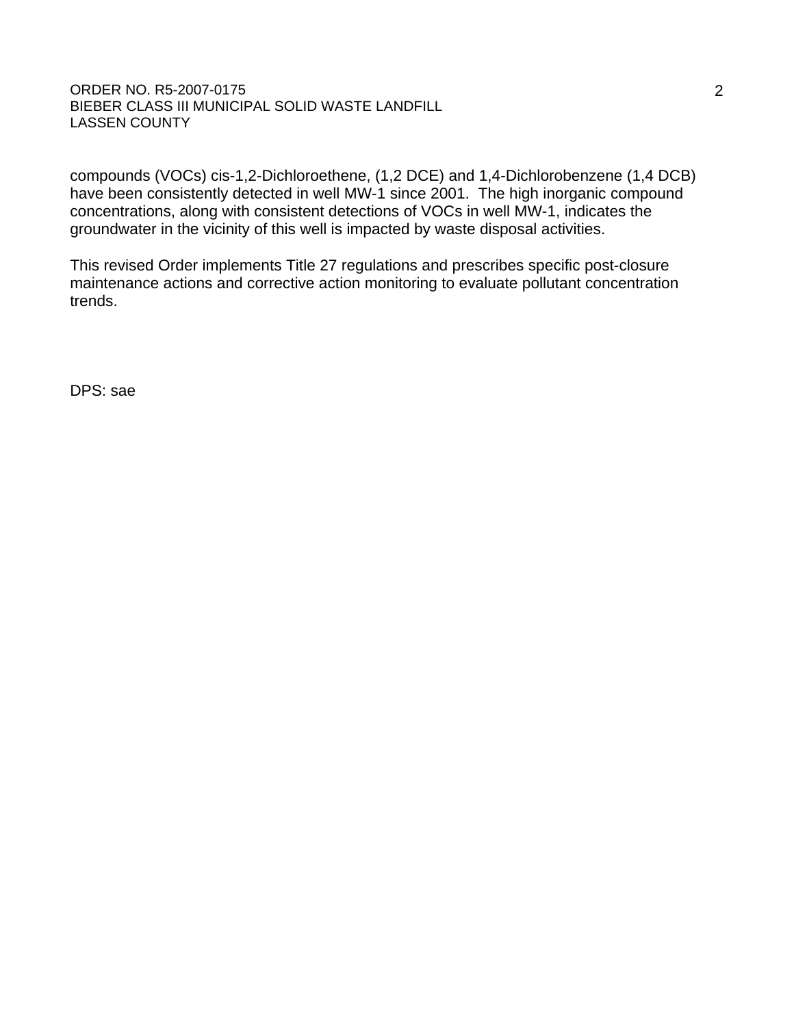compounds (VOCs) cis-1,2-Dichloroethene, (1,2 DCE) and 1,4-Dichlorobenzene (1,4 DCB) have been consistently detected in well MW-1 since 2001. The high inorganic compound concentrations, along with consistent detections of VOCs in well MW-1, indicates the groundwater in the vicinity of this well is impacted by waste disposal activities.

This revised Order implements Title 27 regulations and prescribes specific post-closure maintenance actions and corrective action monitoring to evaluate pollutant concentration trends.

DPS: sae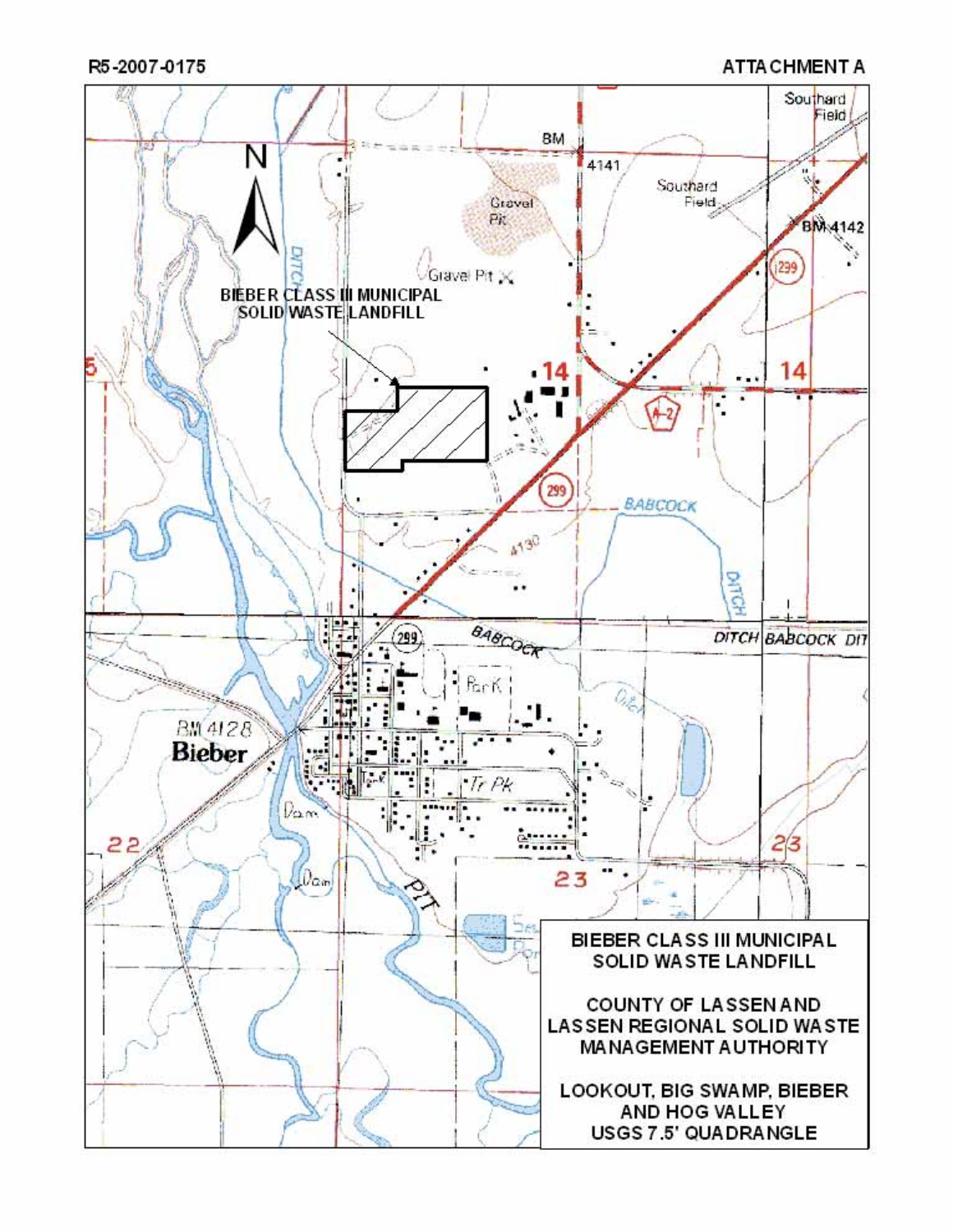R5-2007-0175

ATTACHMENT A

BIEBER CLASS III MUNICIPAL SOLID WASTE LANDFILL

BIEBER CLASS III MUNICIPAL SOLID WASTE LANDFILL

COUNTY OF LASSEN AND LASSEN REGIONAL SOLID WASTE MANAGEMENT AUTHORITY

LOOKOUT, BIG SWAMP, BIEBER AND HOG VALLEY USGS 7.5' QUADRANGLE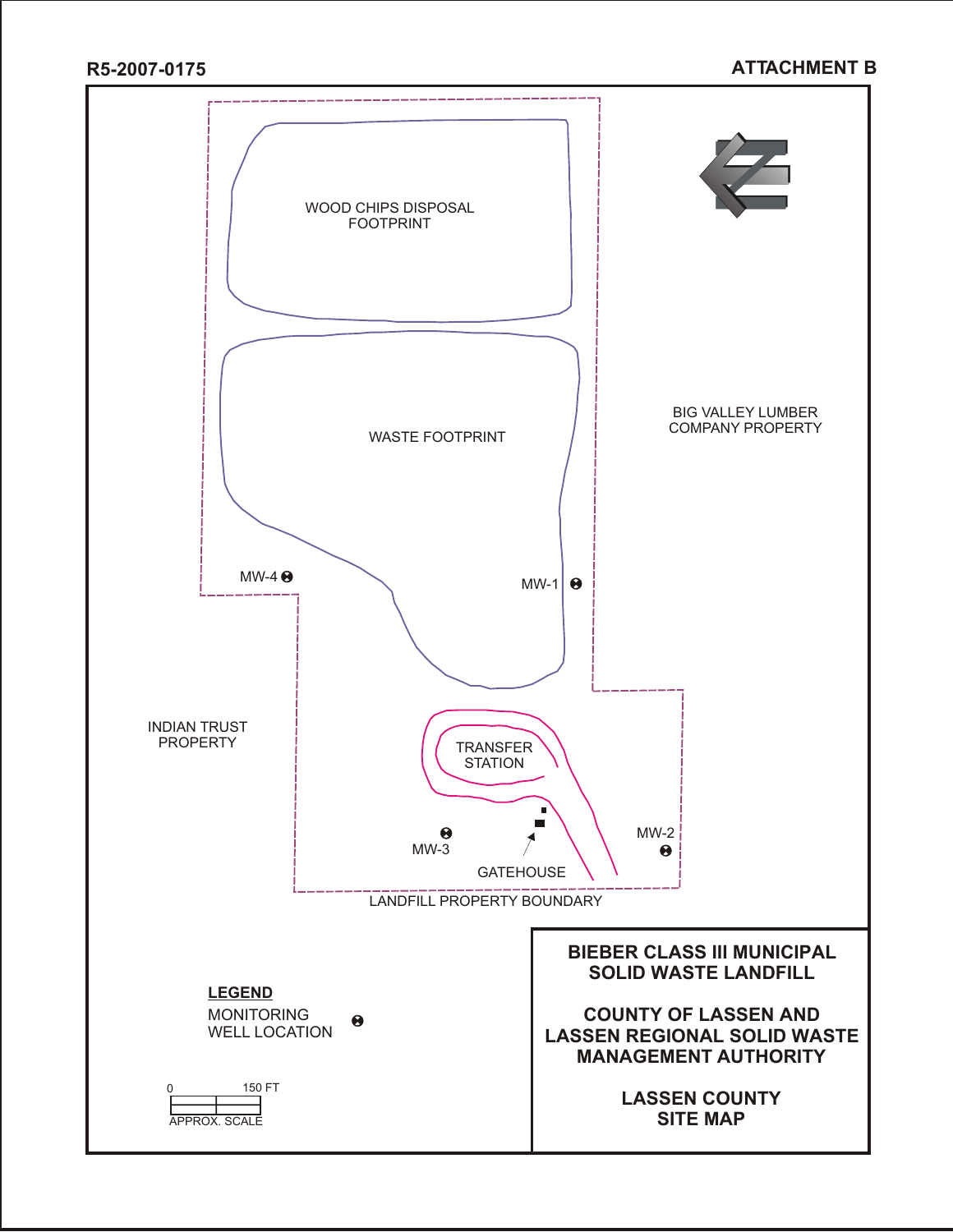R5-2007-0175

ATTACHMENT B

WOOD CHIPS DISPOSAL FOOTPRINT

WASTE FOOTPRINT

BIG VALLEY LUMBER COMPANY PROPERTY

MW-4

MW-1

INDIAN TRUST PROPERTY

TRANSFER STATION

MW-3

MW-2

GATEHOUSE

LANDFILL PROPERTY BOUNDARY

**LEGEND**

MONITORING WELL LOCATION

0

150 FT

APPROX. SCALE

**BIEBER CLASS III MUNICIPAL SOLID WASTE LANDFILL**

**COUNTY OF LASSEN AND LASSEN REGIONAL SOLID WASTE MANAGEMENT AUTHORITY**

**LASSEN COUNTY SITE MAP**